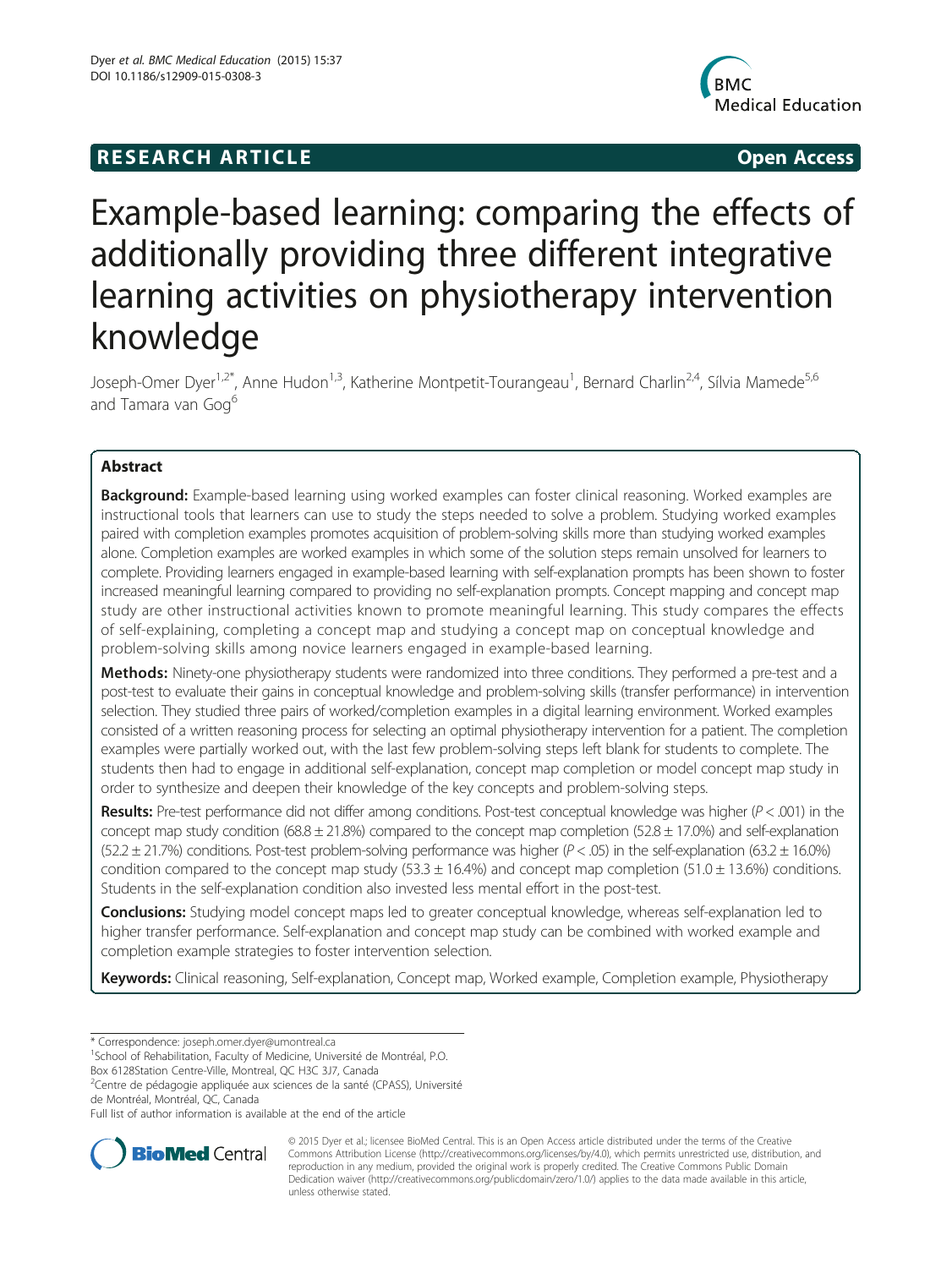**RESEARCH ARTICLE** **Open Access**

# Example-based learning: comparing the effects of additionally providing three different integrative learning activities on physiotherapy intervention knowledge

Joseph-Omer Dyer[1,2*], Anne Hudon[1,3], Katherine Montpetit-Tourangeau[1], Bernard Charlin[2,4], Sílvia Mamede[5,6] and Tamara van Gog[6]

## Abstract

**Background:** Example-based learning using worked examples can foster clinical reasoning. Worked examples are instructional tools that learners can use to study the steps needed to solve a problem. Studying worked examples paired with completion examples promotes acquisition of problem-solving skills more than studying worked examples alone. Completion examples are worked examples in which some of the solution steps remain unsolved for learners to complete. Providing learners engaged in example-based learning with self-explanation prompts has been shown to foster increased meaningful learning compared to providing no self-explanation prompts. Concept mapping and concept map study are other instructional activities known to promote meaningful learning. This study compares the effects of self-explaining, completing a concept map and studying a concept map on conceptual knowledge and problem-solving skills among novice learners engaged in example-based learning.

**Methods:** Ninety-one physiotherapy students were randomized into three conditions. They performed a pre-test and a post-test to evaluate their gains in conceptual knowledge and problem-solving skills (transfer performance) in intervention selection. They studied three pairs of worked/completion examples in a digital learning environment. Worked examples consisted of a written reasoning process for selecting an optimal physiotherapy intervention for a patient. The completion examples were partially worked out, with the last few problem-solving steps left blank for students to complete. The students then had to engage in additional self-explanation, concept map completion or model concept map study in order to synthesize and deepen their knowledge of the key concepts and problem-solving steps.

**Results:** Pre-test performance did not differ among conditions. Post-test conceptual knowledge was higher ($P < .001$) in the concept map study condition ($68.8 \pm 21.8\%$) compared to the concept map completion ($52.8 \pm 17.0\%$) and self-explanation ($52.2 \pm 21.7\%$) conditions. Post-test problem-solving performance was higher ($P < .05$) in the self-explanation ($63.2 \pm 16.0\%$) condition compared to the concept map study ($53.3 \pm 16.4\%$) and concept map completion ($51.0 \pm 13.6\%$) conditions. Students in the self-explanation condition also invested less mental effort in the post-test.

**Conclusions:** Studying model concept maps led to greater conceptual knowledge, whereas self-explanation led to higher transfer performance. Self-explanation and concept map study can be combined with worked example and completion example strategies to foster intervention selection.

**Keywords:** Clinical reasoning, Self-explanation, Concept map, Worked example, Completion example, Physiotherapy

\* Correspondence: joseph.omer.dyer@umontreal.ca
[1]School of Rehabilitation, Faculty of Medicine, Université de Montréal, P.O. Box 6128Station Centre-Ville, Montreal, QC H3C 3J7, Canada
[2]Centre de pédagogie appliquée aux sciences de la santé (CPASS), Université de Montréal, Montréal, QC, Canada
Full list of author information is available at the end of the article

© 2015 Dyer et al.; licensee BioMed Central. This is an Open Access article distributed under the terms of the Creative Commons Attribution License (http://creativecommons.org/licenses/by/4.0), which permits unrestricted use, distribution, and reproduction in any medium, provided the original work is properly credited. The Creative Commons Public Domain Dedication waiver (http://creativecommons.org/publicdomain/zero/1.0/) applies to the data made available in this article, unless otherwise stated.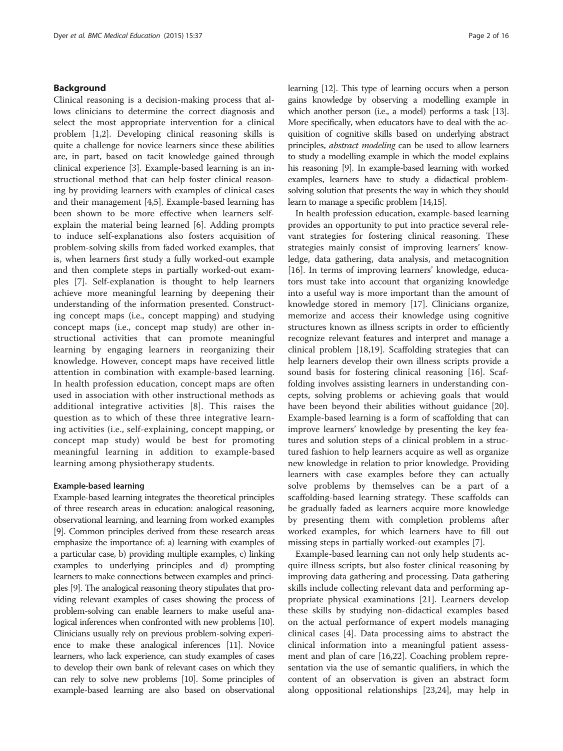## Background

Clinical reasoning is a decision-making process that allows clinicians to determine the correct diagnosis and select the most appropriate intervention for a clinical problem [1,2]. Developing clinical reasoning skills is quite a challenge for novice learners since these abilities are, in part, based on tacit knowledge gained through clinical experience [3]. Example-based learning is an instructional method that can help foster clinical reasoning by providing learners with examples of clinical cases and their management [4,5]. Example-based learning has been shown to be more effective when learners self-explain the material being learned [6]. Adding prompts to induce self-explanations also fosters acquisition of problem-solving skills from faded worked examples, that is, when learners first study a fully worked-out example and then complete steps in partially worked-out examples [7]. Self-explanation is thought to help learners achieve more meaningful learning by deepening their understanding of the information presented. Constructing concept maps (i.e., concept mapping) and studying concept maps (i.e., concept map study) are other instructional activities that can promote meaningful learning by engaging learners in reorganizing their knowledge. However, concept maps have received little attention in combination with example-based learning. In health profession education, concept maps are often used in association with other instructional methods as additional integrative activities [8]. This raises the question as to which of these three integrative learning activities (i.e., self-explaining, concept mapping, or concept map study) would be best for promoting meaningful learning in addition to example-based learning among physiotherapy students.

### Example-based learning

Example-based learning integrates the theoretical principles of three research areas in education: analogical reasoning, observational learning, and learning from worked examples [9]. Common principles derived from these research areas emphasize the importance of: a) learning with examples of a particular case, b) providing multiple examples, c) linking examples to underlying principles and d) prompting learners to make connections between examples and principles [9]. The analogical reasoning theory stipulates that providing relevant examples of cases showing the process of problem-solving can enable learners to make useful analogical inferences when confronted with new problems [10]. Clinicians usually rely on previous problem-solving experience to make these analogical inferences [11]. Novice learners, who lack experience, can study examples of cases to develop their own bank of relevant cases on which they can rely to solve new problems [10]. Some principles of example-based learning are also based on observational learning [12]. This type of learning occurs when a person gains knowledge by observing a modelling example in which another person (i.e., a model) performs a task [13]. More specifically, when educators have to deal with the acquisition of cognitive skills based on underlying abstract principles, *abstract modeling* can be used to allow learners to study a modelling example in which the model explains his reasoning [9]. In example-based learning with worked examples, learners have to study a didactical problem-solving solution that presents the way in which they should learn to manage a specific problem [14,15].

In health profession education, example-based learning provides an opportunity to put into practice several relevant strategies for fostering clinical reasoning. These strategies mainly consist of improving learners' knowledge, data gathering, data analysis, and metacognition [16]. In terms of improving learners' knowledge, educators must take into account that organizing knowledge into a useful way is more important than the amount of knowledge stored in memory [17]. Clinicians organize, memorize and access their knowledge using cognitive structures known as illness scripts in order to efficiently recognize relevant features and interpret and manage a clinical problem [18,19]. Scaffolding strategies that can help learners develop their own illness scripts provide a sound basis for fostering clinical reasoning [16]. Scaffolding involves assisting learners in understanding concepts, solving problems or achieving goals that would have been beyond their abilities without guidance [20]. Example-based learning is a form of scaffolding that can improve learners' knowledge by presenting the key features and solution steps of a clinical problem in a structured fashion to help learners acquire as well as organize new knowledge in relation to prior knowledge. Providing learners with case examples before they can actually solve problems by themselves can be a part of a scaffolding-based learning strategy. These scaffolds can be gradually faded as learners acquire more knowledge by presenting them with completion problems after worked examples, for which learners have to fill out missing steps in partially worked-out examples [7].

Example-based learning can not only help students acquire illness scripts, but also foster clinical reasoning by improving data gathering and processing. Data gathering skills include collecting relevant data and performing appropriate physical examinations [21]. Learners develop these skills by studying non-didactical examples based on the actual performance of expert models managing clinical cases [4]. Data processing aims to abstract the clinical information into a meaningful patient assessment and plan of care [16,22]. Coaching problem representation via the use of semantic qualifiers, in which the content of an observation is given an abstract form along oppositional relationships [23,24], may help in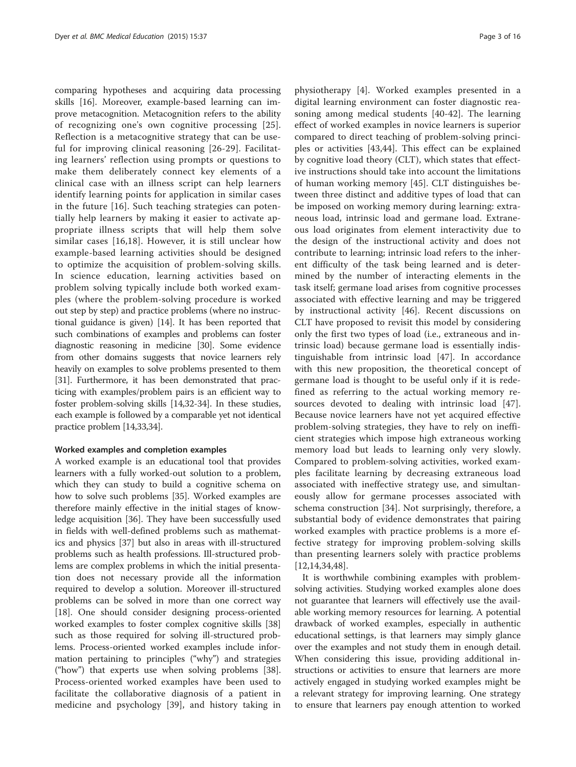comparing hypotheses and acquiring data processing skills [16]. Moreover, example-based learning can improve metacognition. Metacognition refers to the ability of recognizing one's own cognitive processing [25]. Reflection is a metacognitive strategy that can be useful for improving clinical reasoning [26-29]. Facilitating learners' reflection using prompts or questions to make them deliberately connect key elements of a clinical case with an illness script can help learners identify learning points for application in similar cases in the future [16]. Such teaching strategies can potentially help learners by making it easier to activate appropriate illness scripts that will help them solve similar cases [16,18]. However, it is still unclear how example-based learning activities should be designed to optimize the acquisition of problem-solving skills. In science education, learning activities based on problem solving typically include both worked examples (where the problem-solving procedure is worked out step by step) and practice problems (where no instructional guidance is given) [14]. It has been reported that such combinations of examples and problems can foster diagnostic reasoning in medicine [30]. Some evidence from other domains suggests that novice learners rely heavily on examples to solve problems presented to them [31]. Furthermore, it has been demonstrated that practicing with examples/problem pairs is an efficient way to foster problem-solving skills [14,32-34]. In these studies, each example is followed by a comparable yet not identical practice problem [14,33,34].

#### Worked examples and completion examples

A worked example is an educational tool that provides learners with a fully worked-out solution to a problem, which they can study to build a cognitive schema on how to solve such problems [35]. Worked examples are therefore mainly effective in the initial stages of knowledge acquisition [36]. They have been successfully used in fields with well-defined problems such as mathematics and physics [37] but also in areas with ill-structured problems such as health professions. Ill-structured problems are complex problems in which the initial presentation does not necessary provide all the information required to develop a solution. Moreover ill-structured problems can be solved in more than one correct way [18]. One should consider designing process-oriented worked examples to foster complex cognitive skills [38] such as those required for solving ill-structured problems. Process-oriented worked examples include information pertaining to principles ("why") and strategies ("how") that experts use when solving problems [38]. Process-oriented worked examples have been used to facilitate the collaborative diagnosis of a patient in medicine and psychology [39], and history taking in physiotherapy [4]. Worked examples presented in a digital learning environment can foster diagnostic reasoning among medical students [40-42]. The learning effect of worked examples in novice learners is superior compared to direct teaching of problem-solving principles or activities [43,44]. This effect can be explained by cognitive load theory (CLT), which states that effective instructions should take into account the limitations of human working memory [45]. CLT distinguishes between three distinct and additive types of load that can be imposed on working memory during learning: extraneous load, intrinsic load and germane load. Extraneous load originates from element interactivity due to the design of the instructional activity and does not contribute to learning; intrinsic load refers to the inherent difficulty of the task being learned and is determined by the number of interacting elements in the task itself; germane load arises from cognitive processes associated with effective learning and may be triggered by instructional activity [46]. Recent discussions on CLT have proposed to revisit this model by considering only the first two types of load (i.e., extraneous and intrinsic load) because germane load is essentially indistinguishable from intrinsic load [47]. In accordance with this new proposition, the theoretical concept of germane load is thought to be useful only if it is redefined as referring to the actual working memory resources devoted to dealing with intrinsic load [47]. Because novice learners have not yet acquired effective problem-solving strategies, they have to rely on inefficient strategies which impose high extraneous working memory load but leads to learning only very slowly. Compared to problem-solving activities, worked examples facilitate learning by decreasing extraneous load associated with ineffective strategy use, and simultaneously allow for germane processes associated with schema construction [34]. Not surprisingly, therefore, a substantial body of evidence demonstrates that pairing worked examples with practice problems is a more effective strategy for improving problem-solving skills than presenting learners solely with practice problems [12,14,34,48].

It is worthwhile combining examples with problem-solving activities. Studying worked examples alone does not guarantee that learners will effectively use the available working memory resources for learning. A potential drawback of worked examples, especially in authentic educational settings, is that learners may simply glance over the examples and not study them in enough detail. When considering this issue, providing additional instructions or activities to ensure that learners are more actively engaged in studying worked examples might be a relevant strategy for improving learning. One strategy to ensure that learners pay enough attention to worked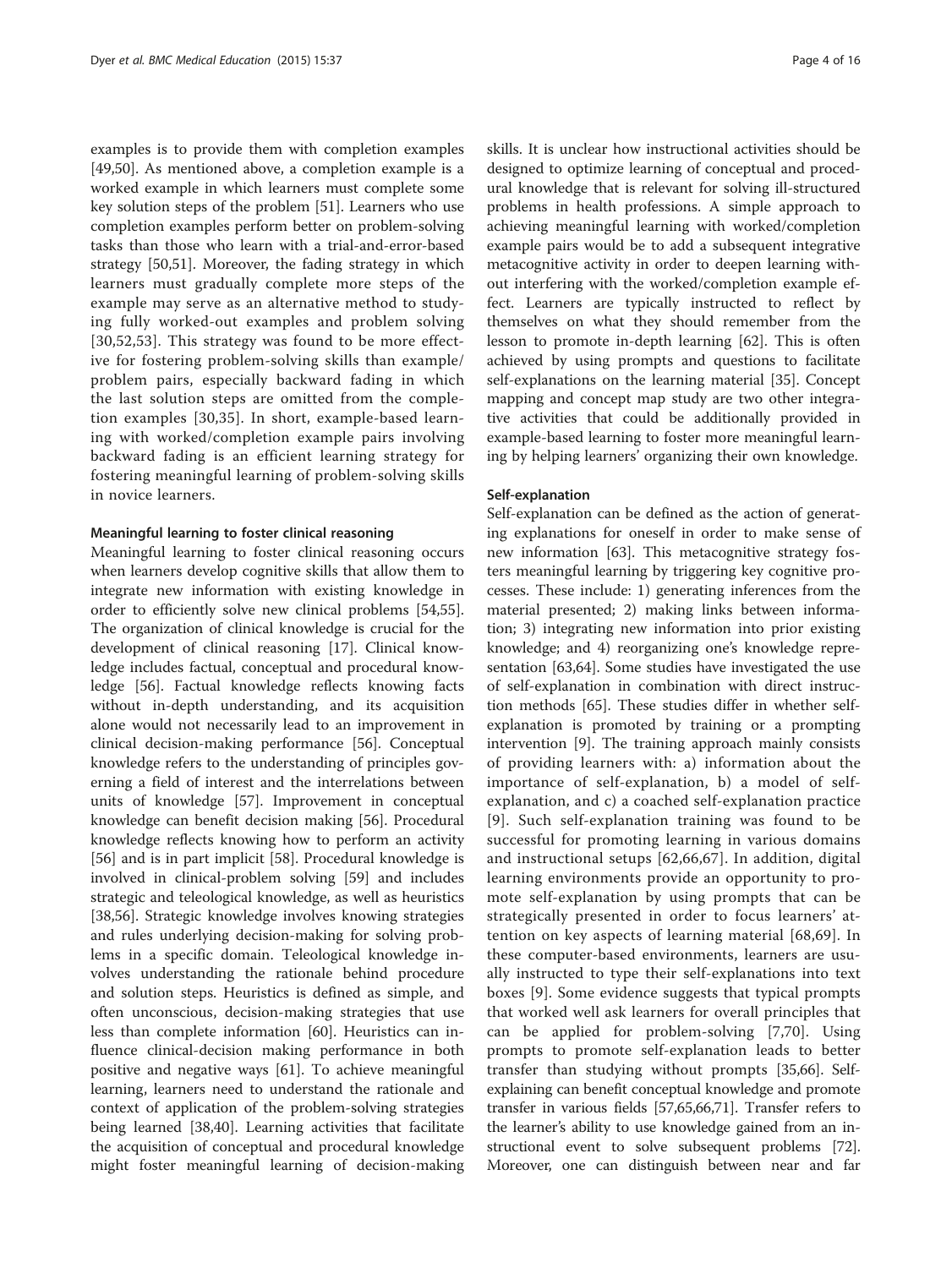examples is to provide them with completion examples [49,50]. As mentioned above, a completion example is a worked example in which learners must complete some key solution steps of the problem [51]. Learners who use completion examples perform better on problem-solving tasks than those who learn with a trial-and-error-based strategy [50,51]. Moreover, the fading strategy in which learners must gradually complete more steps of the example may serve as an alternative method to studying fully worked-out examples and problem solving [30,52,53]. This strategy was found to be more effective for fostering problem-solving skills than example/problem pairs, especially backward fading in which the last solution steps are omitted from the completion examples [30,35]. In short, example-based learning with worked/completion example pairs involving backward fading is an efficient learning strategy for fostering meaningful learning of problem-solving skills in novice learners.

#### Meaningful learning to foster clinical reasoning

Meaningful learning to foster clinical reasoning occurs when learners develop cognitive skills that allow them to integrate new information with existing knowledge in order to efficiently solve new clinical problems [54,55]. The organization of clinical knowledge is crucial for the development of clinical reasoning [17]. Clinical knowledge includes factual, conceptual and procedural knowledge [56]. Factual knowledge reflects knowing facts without in-depth understanding, and its acquisition alone would not necessarily lead to an improvement in clinical decision-making performance [56]. Conceptual knowledge refers to the understanding of principles governing a field of interest and the interrelations between units of knowledge [57]. Improvement in conceptual knowledge can benefit decision making [56]. Procedural knowledge reflects knowing how to perform an activity [56] and is in part implicit [58]. Procedural knowledge is involved in clinical-problem solving [59] and includes strategic and teleological knowledge, as well as heuristics [38,56]. Strategic knowledge involves knowing strategies and rules underlying decision-making for solving problems in a specific domain. Teleological knowledge involves understanding the rationale behind procedure and solution steps. Heuristics is defined as simple, and often unconscious, decision-making strategies that use less than complete information [60]. Heuristics can influence clinical-decision making performance in both positive and negative ways [61]. To achieve meaningful learning, learners need to understand the rationale and context of application of the problem-solving strategies being learned [38,40]. Learning activities that facilitate the acquisition of conceptual and procedural knowledge might foster meaningful learning of decision-making skills. It is unclear how instructional activities should be designed to optimize learning of conceptual and procedural knowledge that is relevant for solving ill-structured problems in health professions. A simple approach to achieving meaningful learning with worked/completion example pairs would be to add a subsequent integrative metacognitive activity in order to deepen learning without interfering with the worked/completion example effect. Learners are typically instructed to reflect by themselves on what they should remember from the lesson to promote in-depth learning [62]. This is often achieved by using prompts and questions to facilitate self-explanations on the learning material [35]. Concept mapping and concept map study are two other integrative activities that could be additionally provided in example-based learning to foster more meaningful learning by helping learners' organizing their own knowledge.

#### Self-explanation

Self-explanation can be defined as the action of generating explanations for oneself in order to make sense of new information [63]. This metacognitive strategy fosters meaningful learning by triggering key cognitive processes. These include: 1) generating inferences from the material presented; 2) making links between information; 3) integrating new information into prior existing knowledge; and 4) reorganizing one's knowledge representation [63,64]. Some studies have investigated the use of self-explanation in combination with direct instruction methods [65]. These studies differ in whether self-explanation is promoted by training or a prompting intervention [9]. The training approach mainly consists of providing learners with: a) information about the importance of self-explanation, b) a model of self-explanation, and c) a coached self-explanation practice [9]. Such self-explanation training was found to be successful for promoting learning in various domains and instructional setups [62,66,67]. In addition, digital learning environments provide an opportunity to promote self-explanation by using prompts that can be strategically presented in order to focus learners' attention on key aspects of learning material [68,69]. In these computer-based environments, learners are usually instructed to type their self-explanations into text boxes [9]. Some evidence suggests that typical prompts that worked well ask learners for overall principles that can be applied for problem-solving [7,70]. Using prompts to promote self-explanation leads to better transfer than studying without prompts [35,66]. Self-explaining can benefit conceptual knowledge and promote transfer in various fields [57,65,66,71]. Transfer refers to the learner's ability to use knowledge gained from an instructional event to solve subsequent problems [72]. Moreover, one can distinguish between near and far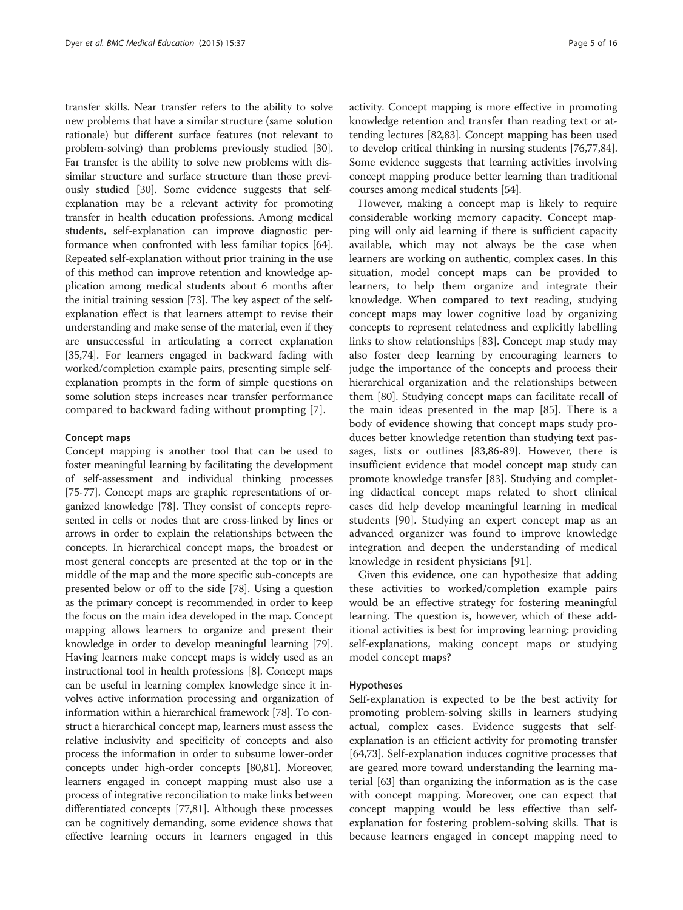transfer skills. Near transfer refers to the ability to solve new problems that have a similar structure (same solution rationale) but different surface features (not relevant to problem-solving) than problems previously studied [30]. Far transfer is the ability to solve new problems with dissimilar structure and surface structure than those previously studied [30]. Some evidence suggests that self-explanation may be a relevant activity for promoting transfer in health education professions. Among medical students, self-explanation can improve diagnostic performance when confronted with less familiar topics [64]. Repeated self-explanation without prior training in the use of this method can improve retention and knowledge application among medical students about 6 months after the initial training session [73]. The key aspect of the self-explanation effect is that learners attempt to revise their understanding and make sense of the material, even if they are unsuccessful in articulating a correct explanation [35,74]. For learners engaged in backward fading with worked/completion example pairs, presenting simple self-explanation prompts in the form of simple questions on some solution steps increases near transfer performance compared to backward fading without prompting [7].

#### Concept maps

Concept mapping is another tool that can be used to foster meaningful learning by facilitating the development of self-assessment and individual thinking processes [75-77]. Concept maps are graphic representations of organized knowledge [78]. They consist of concepts represented in cells or nodes that are cross-linked by lines or arrows in order to explain the relationships between the concepts. In hierarchical concept maps, the broadest or most general concepts are presented at the top or in the middle of the map and the more specific sub-concepts are presented below or off to the side [78]. Using a question as the primary concept is recommended in order to keep the focus on the main idea developed in the map. Concept mapping allows learners to organize and present their knowledge in order to develop meaningful learning [79]. Having learners make concept maps is widely used as an instructional tool in health professions [8]. Concept maps can be useful in learning complex knowledge since it involves active information processing and organization of information within a hierarchical framework [78]. To construct a hierarchical concept map, learners must assess the relative inclusivity and specificity of concepts and also process the information in order to subsume lower-order concepts under high-order concepts [80,81]. Moreover, learners engaged in concept mapping must also use a process of integrative reconciliation to make links between differentiated concepts [77,81]. Although these processes can be cognitively demanding, some evidence shows that effective learning occurs in learners engaged in this activity. Concept mapping is more effective in promoting knowledge retention and transfer than reading text or attending lectures [82,83]. Concept mapping has been used to develop critical thinking in nursing students [76,77,84]. Some evidence suggests that learning activities involving concept mapping produce better learning than traditional courses among medical students [54].

However, making a concept map is likely to require considerable working memory capacity. Concept mapping will only aid learning if there is sufficient capacity available, which may not always be the case when learners are working on authentic, complex cases. In this situation, model concept maps can be provided to learners, to help them organize and integrate their knowledge. When compared to text reading, studying concept maps may lower cognitive load by organizing concepts to represent relatedness and explicitly labelling links to show relationships [83]. Concept map study may also foster deep learning by encouraging learners to judge the importance of the concepts and process their hierarchical organization and the relationships between them [80]. Studying concept maps can facilitate recall of the main ideas presented in the map [85]. There is a body of evidence showing that concept maps study produces better knowledge retention than studying text passages, lists or outlines [83,86-89]. However, there is insufficient evidence that model concept map study can promote knowledge transfer [83]. Studying and completing didactical concept maps related to short clinical cases did help develop meaningful learning in medical students [90]. Studying an expert concept map as an advanced organizer was found to improve knowledge integration and deepen the understanding of medical knowledge in resident physicians [91].

Given this evidence, one can hypothesize that adding these activities to worked/completion example pairs would be an effective strategy for fostering meaningful learning. The question is, however, which of these additional activities is best for improving learning: providing self-explanations, making concept maps or studying model concept maps?

#### Hypotheses

Self-explanation is expected to be the best activity for promoting problem-solving skills in learners studying actual, complex cases. Evidence suggests that self-explanation is an efficient activity for promoting transfer [64,73]. Self-explanation induces cognitive processes that are geared more toward understanding the learning material [63] than organizing the information as is the case with concept mapping. Moreover, one can expect that concept mapping would be less effective than self-explanation for fostering problem-solving skills. That is because learners engaged in concept mapping need to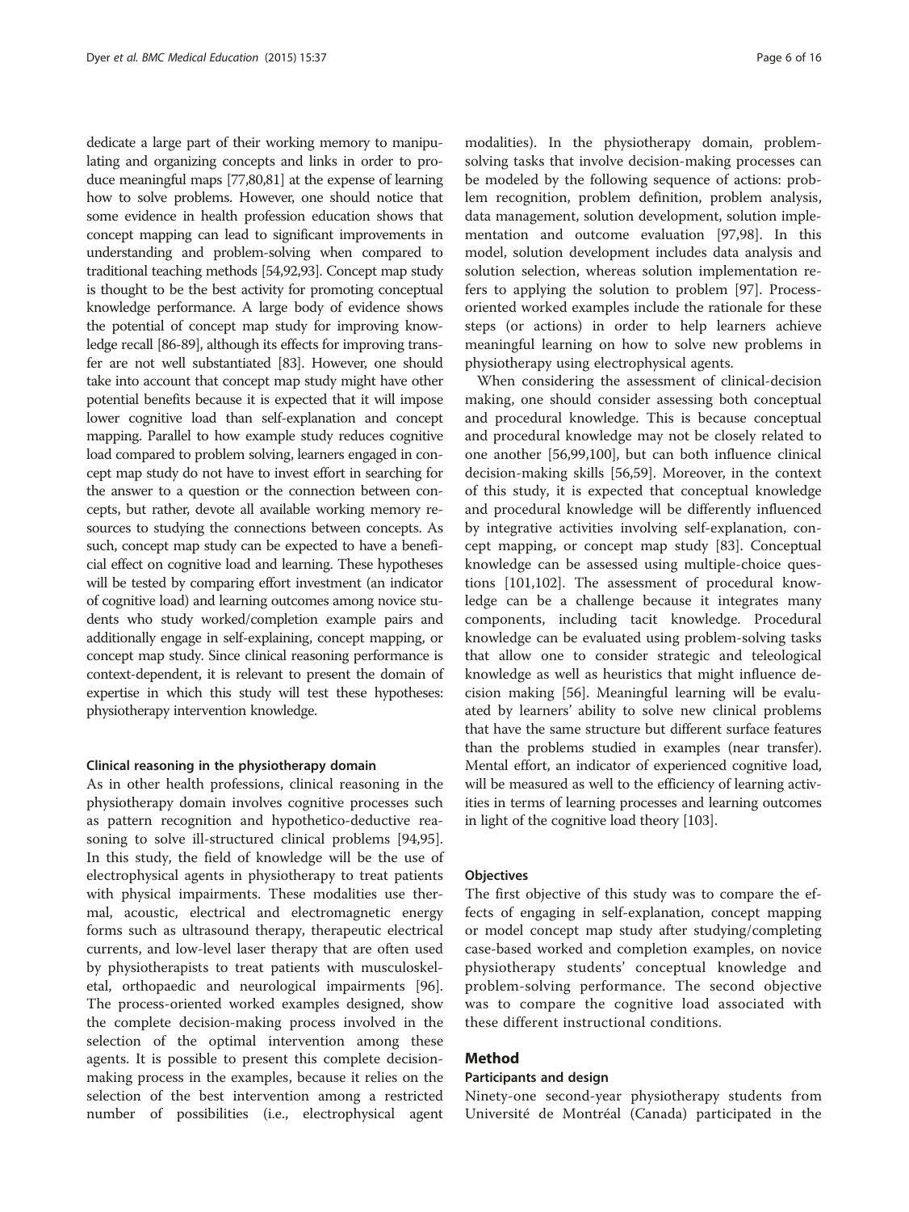dedicate a large part of their working memory to manipulating and organizing concepts and links in order to produce meaningful maps [77,80,81] at the expense of learning how to solve problems. However, one should notice that some evidence in health profession education shows that concept mapping can lead to significant improvements in understanding and problem-solving when compared to traditional teaching methods [54,92,93]. Concept map study is thought to be the best activity for promoting conceptual knowledge performance. A large body of evidence shows the potential of concept map study for improving knowledge recall [86-89], although its effects for improving transfer are not well substantiated [83]. However, one should take into account that concept map study might have other potential benefits because it is expected that it will impose lower cognitive load than self-explanation and concept mapping. Parallel to how example study reduces cognitive load compared to problem solving, learners engaged in concept map study do not have to invest effort in searching for the answer to a question or the connection between concepts, but rather, devote all available working memory resources to studying the connections between concepts. As such, concept map study can be expected to have a beneficial effect on cognitive load and learning. These hypotheses will be tested by comparing effort investment (an indicator of cognitive load) and learning outcomes among novice students who study worked/completion example pairs and additionally engage in self-explaining, concept mapping, or concept map study. Since clinical reasoning performance is context-dependent, it is relevant to present the domain of expertise in which this study will test these hypotheses: physiotherapy intervention knowledge.

#### Clinical reasoning in the physiotherapy domain

As in other health professions, clinical reasoning in the physiotherapy domain involves cognitive processes such as pattern recognition and hypothetico-deductive reasoning to solve ill-structured clinical problems [94,95]. In this study, the field of knowledge will be the use of electrophysical agents in physiotherapy to treat patients with physical impairments. These modalities use thermal, acoustic, electrical and electromagnetic energy forms such as ultrasound therapy, therapeutic electrical currents, and low-level laser therapy that are often used by physiotherapists to treat patients with musculoskeletal, orthopaedic and neurological impairments [96]. The process-oriented worked examples designed, show the complete decision-making process involved in the selection of the optimal intervention among these agents. It is possible to present this complete decision-making process in the examples, because it relies on the selection of the best intervention among a restricted number of possibilities (i.e., electrophysical agent modalities). In the physiotherapy domain, problem-solving tasks that involve decision-making processes can be modeled by the following sequence of actions: problem recognition, problem definition, problem analysis, data management, solution development, solution implementation and outcome evaluation [97,98]. In this model, solution development includes data analysis and solution selection, whereas solution implementation refers to applying the solution to problem [97]. Process-oriented worked examples include the rationale for these steps (or actions) in order to help learners achieve meaningful learning on how to solve new problems in physiotherapy using electrophysical agents.

When considering the assessment of clinical-decision making, one should consider assessing both conceptual and procedural knowledge. This is because conceptual and procedural knowledge may not be closely related to one another [56,99,100], but can both influence clinical decision-making skills [56,59]. Moreover, in the context of this study, it is expected that conceptual knowledge and procedural knowledge will be differently influenced by integrative activities involving self-explanation, concept mapping, or concept map study [83]. Conceptual knowledge can be assessed using multiple-choice questions [101,102]. The assessment of procedural knowledge can be a challenge because it integrates many components, including tacit knowledge. Procedural knowledge can be evaluated using problem-solving tasks that allow one to consider strategic and teleological knowledge as well as heuristics that might influence decision making [56]. Meaningful learning will be evaluated by learners' ability to solve new clinical problems that have the same structure but different surface features than the problems studied in examples (near transfer). Mental effort, an indicator of experienced cognitive load, will be measured as well to the efficiency of learning activities in terms of learning processes and learning outcomes in light of the cognitive load theory [103].

#### Objectives

The first objective of this study was to compare the effects of engaging in self-explanation, concept mapping or model concept map study after studying/completing case-based worked and completion examples, on novice physiotherapy students' conceptual knowledge and problem-solving performance. The second objective was to compare the cognitive load associated with these different instructional conditions.

## Method

### Participants and design

Ninety-one second-year physiotherapy students from Université de Montréal (Canada) participated in the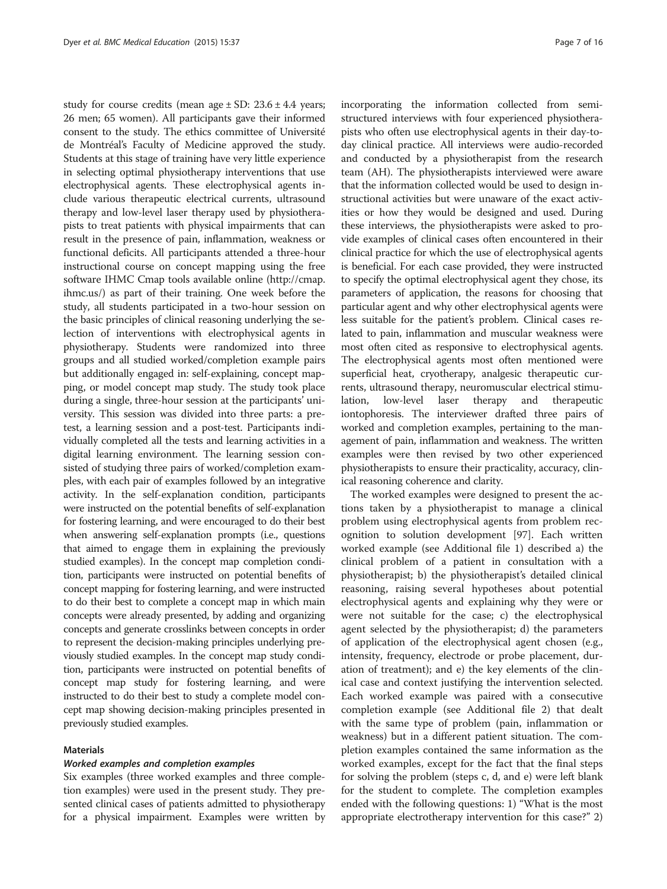study for course credits (mean age ± SD: 23.6 ± 4.4 years; 26 men; 65 women). All participants gave their informed consent to the study. The ethics committee of Université de Montréal's Faculty of Medicine approved the study. Students at this stage of training have very little experience in selecting optimal physiotherapy interventions that use electrophysical agents. These electrophysical agents include various therapeutic electrical currents, ultrasound therapy and low-level laser therapy used by physiotherapists to treat patients with physical impairments that can result in the presence of pain, inflammation, weakness or functional deficits. All participants attended a three-hour instructional course on concept mapping using the free software IHMC Cmap tools available online (http://cmap.ihmc.us/) as part of their training. One week before the study, all students participated in a two-hour session on the basic principles of clinical reasoning underlying the selection of interventions with electrophysical agents in physiotherapy. Students were randomized into three groups and all studied worked/completion example pairs but additionally engaged in: self-explaining, concept mapping, or model concept map study. The study took place during a single, three-hour session at the participants' university. This session was divided into three parts: a pretest, a learning session and a post-test. Participants individually completed all the tests and learning activities in a digital learning environment. The learning session consisted of studying three pairs of worked/completion examples, with each pair of examples followed by an integrative activity. In the self-explanation condition, participants were instructed on the potential benefits of self-explanation for fostering learning, and were encouraged to do their best when answering self-explanation prompts (i.e., questions that aimed to engage them in explaining the previously studied examples). In the concept map completion condition, participants were instructed on potential benefits of concept mapping for fostering learning, and were instructed to do their best to complete a concept map in which main concepts were already presented, by adding and organizing concepts and generate crosslinks between concepts in order to represent the decision-making principles underlying previously studied examples. In the concept map study condition, participants were instructed on potential benefits of concept map study for fostering learning, and were instructed to do their best to study a complete model concept map showing decision-making principles presented in previously studied examples.

### Materials

#### *Worked examples and completion examples*

Six examples (three worked examples and three completion examples) were used in the present study. They presented clinical cases of patients admitted to physiotherapy for a physical impairment. Examples were written by incorporating the information collected from semi-structured interviews with four experienced physiotherapists who often use electrophysical agents in their day-to-day clinical practice. All interviews were audio-recorded and conducted by a physiotherapist from the research team (AH). The physiotherapists interviewed were aware that the information collected would be used to design instructional activities but were unaware of the exact activities or how they would be designed and used. During these interviews, the physiotherapists were asked to provide examples of clinical cases often encountered in their clinical practice for which the use of electrophysical agents is beneficial. For each case provided, they were instructed to specify the optimal electrophysical agent they chose, its parameters of application, the reasons for choosing that particular agent and why other electrophysical agents were less suitable for the patient's problem. Clinical cases related to pain, inflammation and muscular weakness were most often cited as responsive to electrophysical agents. The electrophysical agents most often mentioned were superficial heat, cryotherapy, analgesic therapeutic currents, ultrasound therapy, neuromuscular electrical stimulation, low-level laser therapy and therapeutic iontophoresis. The interviewer drafted three pairs of worked and completion examples, pertaining to the management of pain, inflammation and weakness. The written examples were then revised by two other experienced physiotherapists to ensure their practicality, accuracy, clinical reasoning coherence and clarity.

The worked examples were designed to present the actions taken by a physiotherapist to manage a clinical problem using electrophysical agents from problem recognition to solution development [97]. Each written worked example (see Additional file 1) described a) the clinical problem of a patient in consultation with a physiotherapist; b) the physiotherapist's detailed clinical reasoning, raising several hypotheses about potential electrophysical agents and explaining why they were or were not suitable for the case; c) the electrophysical agent selected by the physiotherapist; d) the parameters of application of the electrophysical agent chosen (e.g., intensity, frequency, electrode or probe placement, duration of treatment); and e) the key elements of the clinical case and context justifying the intervention selected. Each worked example was paired with a consecutive completion example (see Additional file 2) that dealt with the same type of problem (pain, inflammation or weakness) but in a different patient situation. The completion examples contained the same information as the worked examples, except for the fact that the final steps for solving the problem (steps c, d, and e) were left blank for the student to complete. The completion examples ended with the following questions: 1) "What is the most appropriate electrotherapy intervention for this case?" 2)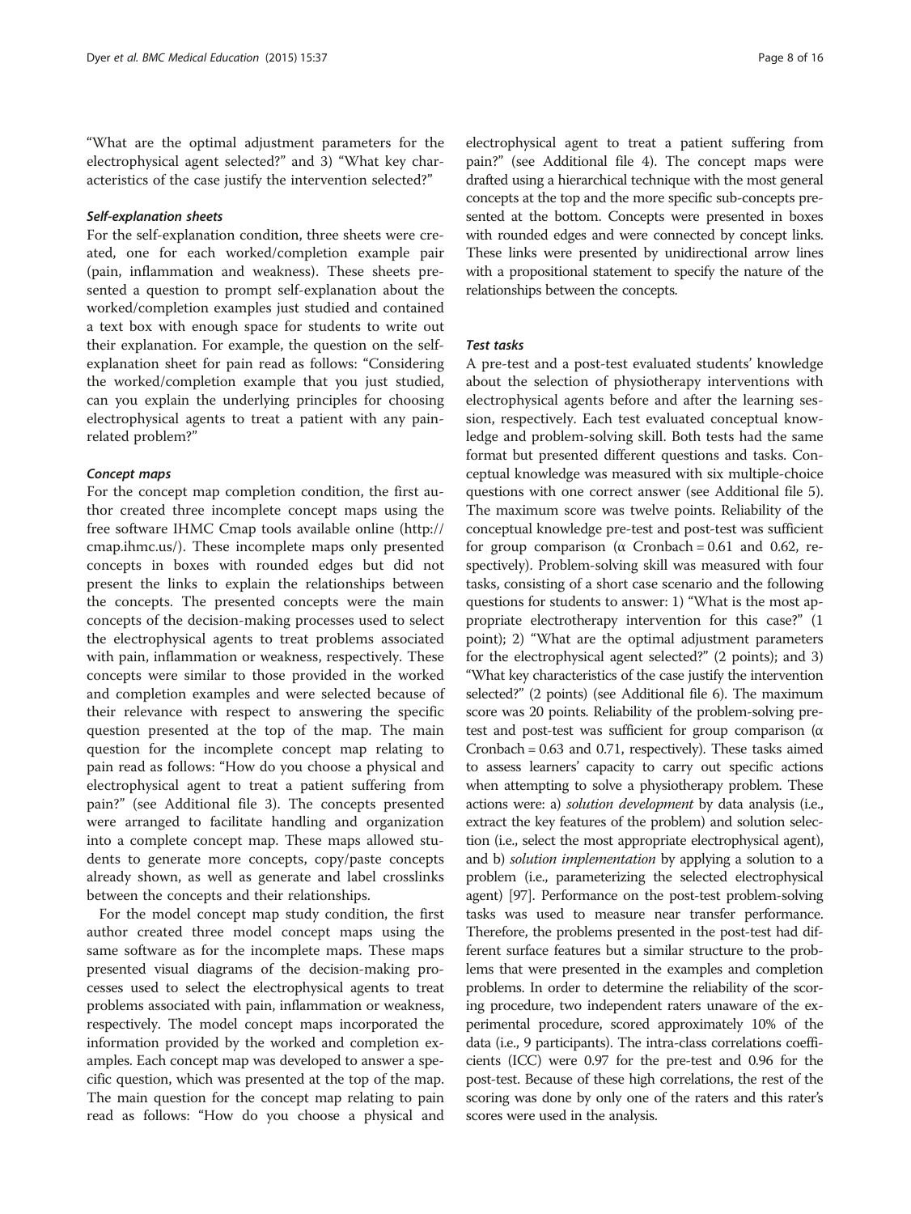"What are the optimal adjustment parameters for the electrophysical agent selected?" and 3) "What key characteristics of the case justify the intervention selected?"

#### *Self-explanation sheets*

For the self-explanation condition, three sheets were created, one for each worked/completion example pair (pain, inflammation and weakness). These sheets presented a question to prompt self-explanation about the worked/completion examples just studied and contained a text box with enough space for students to write out their explanation. For example, the question on the self-explanation sheet for pain read as follows: "Considering the worked/completion example that you just studied, can you explain the underlying principles for choosing electrophysical agents to treat a patient with any pain-related problem?"

#### *Concept maps*

For the concept map completion condition, the first author created three incomplete concept maps using the free software IHMC Cmap tools available online (http://cmap.ihmc.us/). These incomplete maps only presented concepts in boxes with rounded edges but did not present the links to explain the relationships between the concepts. The presented concepts were the main concepts of the decision-making processes used to select the electrophysical agents to treat problems associated with pain, inflammation or weakness, respectively. These concepts were similar to those provided in the worked and completion examples and were selected because of their relevance with respect to answering the specific question presented at the top of the map. The main question for the incomplete concept map relating to pain read as follows: "How do you choose a physical and electrophysical agent to treat a patient suffering from pain?" (see Additional file 3). The concepts presented were arranged to facilitate handling and organization into a complete concept map. These maps allowed students to generate more concepts, copy/paste concepts already shown, as well as generate and label crosslinks between the concepts and their relationships.

For the model concept map study condition, the first author created three model concept maps using the same software as for the incomplete maps. These maps presented visual diagrams of the decision-making processes used to select the electrophysical agents to treat problems associated with pain, inflammation or weakness, respectively. The model concept maps incorporated the information provided by the worked and completion examples. Each concept map was developed to answer a specific question, which was presented at the top of the map. The main question for the concept map relating to pain read as follows: "How do you choose a physical and electrophysical agent to treat a patient suffering from pain?" (see Additional file 4). The concept maps were drafted using a hierarchical technique with the most general concepts at the top and the more specific sub-concepts presented at the bottom. Concepts were presented in boxes with rounded edges and were connected by concept links. These links were presented by unidirectional arrow lines with a propositional statement to specify the nature of the relationships between the concepts.

#### *Test tasks*

A pre-test and a post-test evaluated students' knowledge about the selection of physiotherapy interventions with electrophysical agents before and after the learning session, respectively. Each test evaluated conceptual knowledge and problem-solving skill. Both tests had the same format but presented different questions and tasks. Conceptual knowledge was measured with six multiple-choice questions with one correct answer (see Additional file 5). The maximum score was twelve points. Reliability of the conceptual knowledge pre-test and post-test was sufficient for group comparison ($\alpha$ Cronbach = 0.61 and 0.62, respectively). Problem-solving skill was measured with four tasks, consisting of a short case scenario and the following questions for students to answer: 1) "What is the most appropriate electrotherapy intervention for this case?" (1 point); 2) "What are the optimal adjustment parameters for the electrophysical agent selected?" (2 points); and 3) "What key characteristics of the case justify the intervention selected?" (2 points) (see Additional file 6). The maximum score was 20 points. Reliability of the problem-solving pre-test and post-test was sufficient for group comparison ($\alpha$ Cronbach = 0.63 and 0.71, respectively). These tasks aimed to assess learners' capacity to carry out specific actions when attempting to solve a physiotherapy problem. These actions were: a) *solution development* by data analysis (i.e., extract the key features of the problem) and solution selection (i.e., select the most appropriate electrophysical agent), and b) *solution implementation* by applying a solution to a problem (i.e., parameterizing the selected electrophysical agent) [97]. Performance on the post-test problem-solving tasks was used to measure near transfer performance. Therefore, the problems presented in the post-test had different surface features but a similar structure to the problems that were presented in the examples and completion problems. In order to determine the reliability of the scoring procedure, two independent raters unaware of the experimental procedure, scored approximately 10% of the data (i.e., 9 participants). The intra-class correlations coefficients (ICC) were 0.97 for the pre-test and 0.96 for the post-test. Because of these high correlations, the rest of the scoring was done by only one of the raters and this rater's scores were used in the analysis.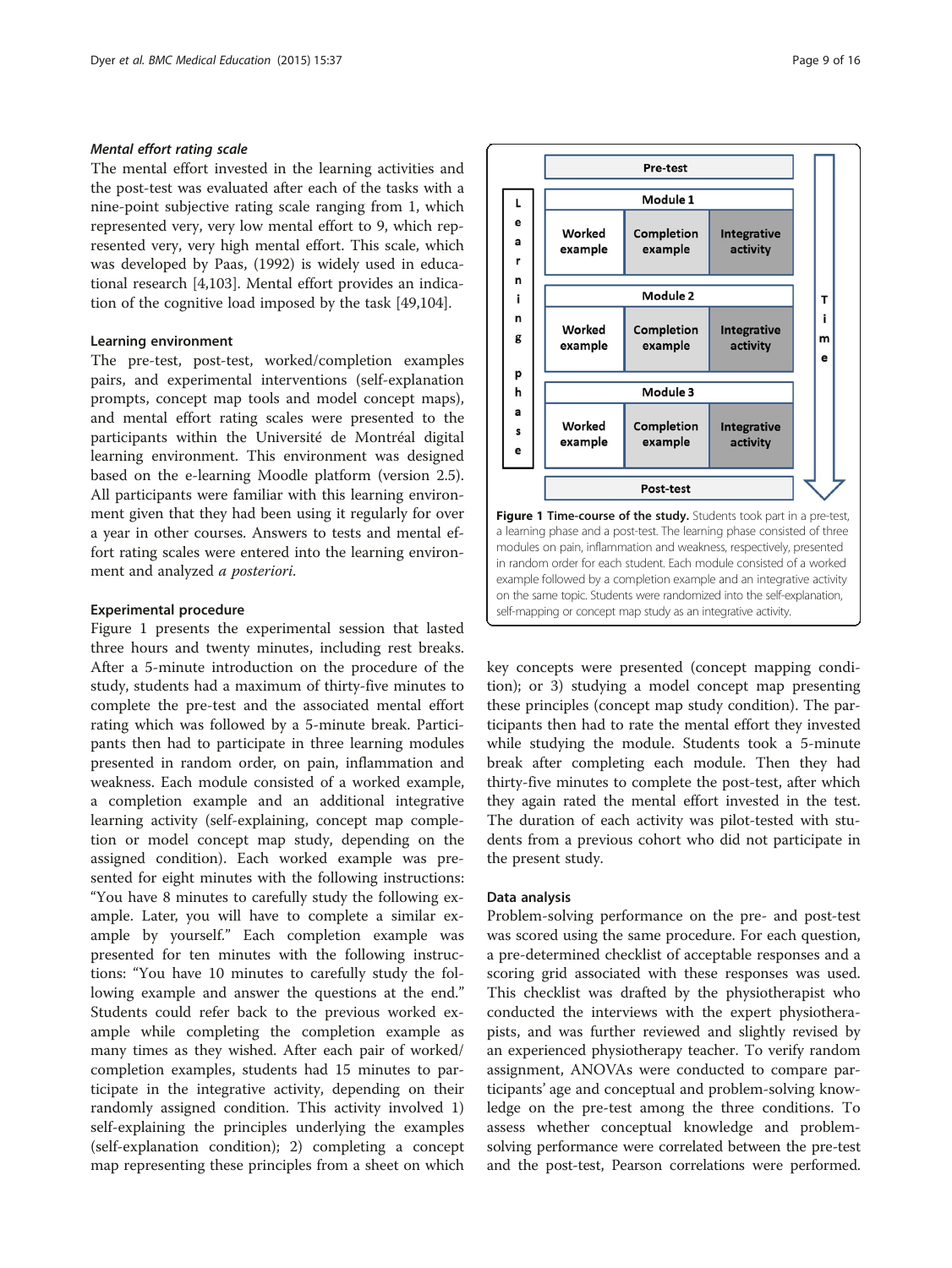*Mental effort rating scale*

The mental effort invested in the learning activities and the post-test was evaluated after each of the tasks with a nine-point subjective rating scale ranging from 1, which represented very, very low mental effort to 9, which represented very, very high mental effort. This scale, which was developed by Paas, (1992) is widely used in educational research [4,103]. Mental effort provides an indication of the cognitive load imposed by the task [49,104].

### Learning environment

The pre-test, post-test, worked/completion examples pairs, and experimental interventions (self-explanation prompts, concept map tools and model concept maps), and mental effort rating scales were presented to the participants within the Université de Montréal digital learning environment. This environment was designed based on the e-learning Moodle platform (version 2.5). All participants were familiar with this learning environment given that they had been using it regularly for over a year in other courses. Answers to tests and mental effort rating scales were entered into the learning environment and analyzed *a posteriori*.

### Experimental procedure

Figure 1 presents the experimental session that lasted three hours and twenty minutes, including rest breaks. After a 5-minute introduction on the procedure of the study, students had a maximum of thirty-five minutes to complete the pre-test and the associated mental effort rating which was followed by a 5-minute break. Participants then had to participate in three learning modules presented in random order, on pain, inflammation and weakness. Each module consisted of a worked example, a completion example and an additional integrative learning activity (self-explaining, concept map completion or model concept map study, depending on the assigned condition). Each worked example was presented for eight minutes with the following instructions: "You have 8 minutes to carefully study the following example. Later, you will have to complete a similar example by yourself." Each completion example was presented for ten minutes with the following instructions: "You have 10 minutes to carefully study the following example and answer the questions at the end." Students could refer back to the previous worked example while completing the completion example as many times as they wished. After each pair of worked/completion examples, students had 15 minutes to participate in the integrative activity, depending on their randomly assigned condition. This activity involved 1) self-explaining the principles underlying the examples (self-explanation condition); 2) completing a concept map representing these principles from a sheet on which key concepts were presented (concept mapping condition); or 3) studying a model concept map presenting these principles (concept map study condition). The participants then had to rate the mental effort they invested while studying the module. Students took a 5-minute break after completing each module. Then they had thirty-five minutes to complete the post-test, after which they again rated the mental effort invested in the test. The duration of each activity was pilot-tested with students from a previous cohort who did not participate in the present study.

| | Pre-test | | |
|---|---|---|---|
| Learning phase | Module 1 | | |
| | Worked example | Completion example | Integrative activity |
| | Module 2 | | |
| | Worked example | Completion example | Integrative activity |
| | Module 3 | | |
| | Worked example | Completion example | Integrative activity |
| | Post-test | | |

**Figure 1 Time-course of the study.** Students took part in a pre-test, a learning phase and a post-test. The learning phase consisted of three modules on pain, inflammation and weakness, respectively, presented in random order for each student. Each module consisted of a worked example followed by a completion example and an integrative activity on the same topic. Students were randomized into the self-explanation, self-mapping or concept map study as an integrative activity.

### Data analysis

Problem-solving performance on the pre- and post-test was scored using the same procedure. For each question, a pre-determined checklist of acceptable responses and a scoring grid associated with these responses was used. This checklist was drafted by the physiotherapist who conducted the interviews with the expert physiotherapists, and was further reviewed and slightly revised by an experienced physiotherapy teacher. To verify random assignment, ANOVAs were conducted to compare participants' age and conceptual and problem-solving knowledge on the pre-test among the three conditions. To assess whether conceptual knowledge and problem-solving performance were correlated between the pre-test and the post-test, Pearson correlations were performed.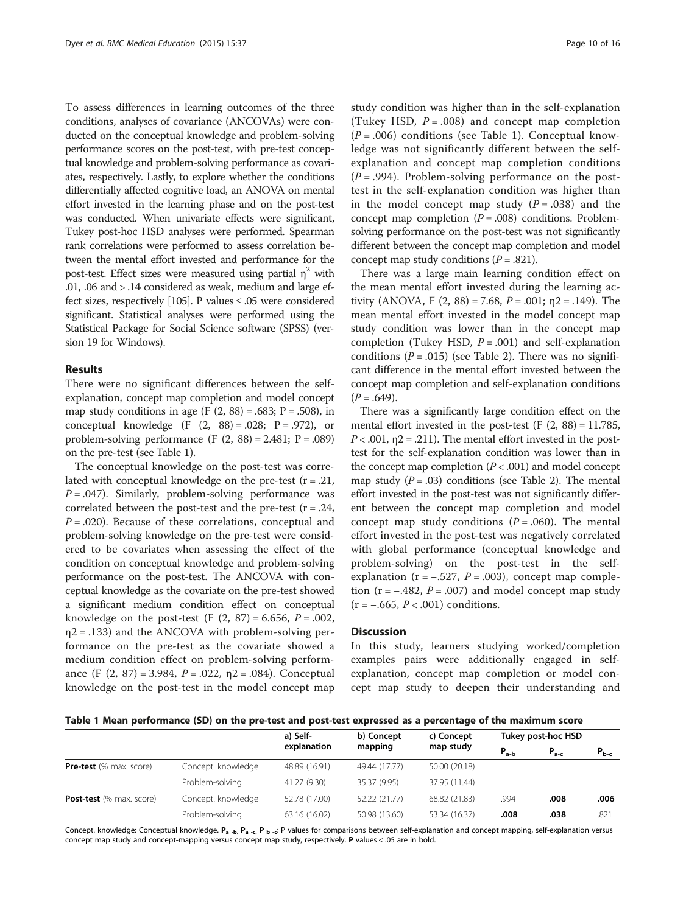To assess differences in learning outcomes of the three conditions, analyses of covariance (ANCOVAs) were conducted on the conceptual knowledge and problem-solving performance scores on the post-test, with pre-test conceptual knowledge and problem-solving performance as covariates, respectively. Lastly, to explore whether the conditions differentially affected cognitive load, an ANOVA on mental effort invested in the learning phase and on the post-test was conducted. When univariate effects were significant, Tukey post-hoc HSD analyses were performed. Spearman rank correlations were performed to assess correlation between the mental effort invested and performance for the post-test. Effect sizes were measured using partial $\eta^2$ with .01, .06 and > .14 considered as weak, medium and large effect sizes, respectively [105]. P values ≤ .05 were considered significant. Statistical analyses were performed using the Statistical Package for Social Science software (SPSS) (version 19 for Windows).

## Results

There were no significant differences between the self-explanation, concept map completion and model concept map study conditions in age ($F(2, 88) = .683$; $P = .508$), in conceptual knowledge ($F(2, 88) = .028$; $P = .972$), or problem-solving performance ($F(2, 88) = 2.481$; $P = .089$) on the pre-test (see Table 1).

The conceptual knowledge on the post-test was correlated with conceptual knowledge on the pre-test ($r = .21$, $P = .047$). Similarly, problem-solving performance was correlated between the post-test and the pre-test ($r = .24$, $P = .020$). Because of these correlations, conceptual and problem-solving knowledge on the pre-test were considered to be covariates when assessing the effect of the condition on conceptual knowledge and problem-solving performance on the post-test. The ANCOVA with conceptual knowledge as the covariate on the pre-test showed a significant medium condition effect on conceptual knowledge on the post-test ($F(2, 87) = 6.656$, $P = .002$, $\eta 2 = .133$) and the ANCOVA with problem-solving performance on the pre-test as the covariate showed a medium condition effect on problem-solving performance ($F(2, 87) = 3.984$, $P = .022$, $\eta 2 = .084$). Conceptual knowledge on the post-test in the model concept map study condition was higher than in the self-explanation (Tukey HSD, $P = .008$) and concept map completion ($P = .006$) conditions (see Table 1). Conceptual knowledge was not significantly different between the self-explanation and concept map completion conditions ($P = .994$). Problem-solving performance on the post-test in the self-explanation condition was higher than in the model concept map study ($P = .038$) and the concept map completion ($P = .008$) conditions. Problem-solving performance on the post-test was not significantly different between the concept map completion and model concept map study conditions ($P = .821$).

There was a large main learning condition effect on the mean mental effort invested during the learning activity (ANOVA, $F(2, 88) = 7.68$, $P = .001$; $\eta 2 = .149$). The mean mental effort invested in the model concept map study condition was lower than in the concept map completion (Tukey HSD, $P = .001$) and self-explanation conditions ($P = .015$) (see Table 2). There was no significant difference in the mental effort invested between the concept map completion and self-explanation conditions ($P = .649$).

There was a significantly large condition effect on the mental effort invested in the post-test ($F(2, 88) = 11.785$, $P < .001$, $\eta 2 = .211$). The mental effort invested in the post-test for the self-explanation condition was lower than in the concept map completion ($P < .001$) and model concept map study ($P = .03$) conditions (see Table 2). The mental effort invested in the post-test was not significantly different between the concept map completion and model concept map study conditions ($P = .060$). The mental effort invested in the post-test was negatively correlated with global performance (conceptual knowledge and problem-solving) on the post-test in the self-explanation ($r = -.527$, $P = .003$), concept map completion ($r = -.482$, $P = .007$) and model concept map study ($r = -.665$, $P < .001$) conditions.

## Discussion

In this study, learners studying worked/completion examples pairs were additionally engaged in self-explanation, concept map completion or model concept map study to deepen their understanding and

**Table 1 Mean performance (SD) on the pre-test and post-test expressed as a percentage of the maximum score**

| | | a) Self-explanation | b) Concept mapping | c) Concept map study | Tukey post-hoc HSD | | |
|---|---|---|---|---|---|---|---|
| | | | | | $P_{a-b}$ | $P_{a-c}$ | $P_{b-c}$ |
| **Pre-test** (% max. score) | Concept. knowledge | 48.89 (16.91) | 49.44 (17.77) | 50.00 (20.18) | | | |
| | Problem-solving | 41.27 (9.30) | 35.37 (9.95) | 37.95 (11.44) | | | |
| **Post-test** (% max. score) | Concept. knowledge | 52.78 (17.00) | 52.22 (21.77) | 68.82 (21.83) | .994 | **.008** | **.006** |
| | Problem-solving | 63.16 (16.02) | 50.98 (13.60) | 53.34 (16.37) | **.008** | **.038** | .821 |

Concept. knowledge: Conceptual knowledge. $P_{a-b}$, $P_{a-c}$, $P_{b-c}$: P values for comparisons between self-explanation and concept mapping, self-explanation versus concept map study and concept-mapping versus concept map study, respectively. **P** values < .05 are in bold.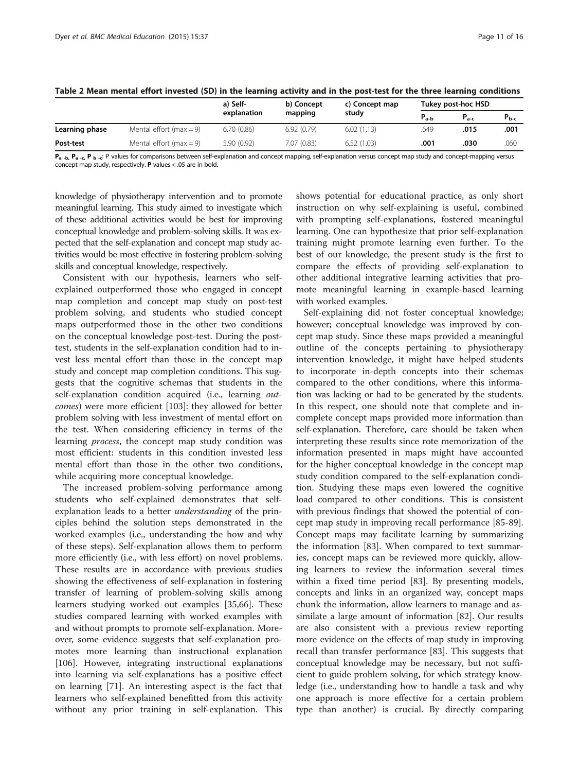**Table 2 Mean mental effort invested (SD) in the learning activity and in the post-test for the three learning conditions**

| | | a) Self-explanation | b) Concept mapping | c) Concept map study | Tukey post-hoc HSD | | |
|---|---|---|---|---|---|---|---|
| | | | | | $P_{a\text{-}b}$ | $P_{a\text{-}c}$ | $P_{b\text{-}c}$ |
| **Learning phase** | Mental effort (max = 9) | 6.70 (0.86) | 6.92 (0.79) | 6.02 (1.13) | .649 | **.015** | **.001** |
| **Post-test** | Mental effort (max = 9) | 5.90 (0.92) | 7.07 (0.83) | 6.52 (1.03) | **.001** | **.030** | .060 |

$\mathbf{P_{a\text{-}b}}$, $\mathbf{P_{a\text{-}c}}$, $\mathbf{P_{b\text{-}c}}$: P values for comparisons between self-explanation and concept mapping, self-explanation versus concept map study and concept-mapping versus concept map study, respectively. **P** values < .05 are in bold.

knowledge of physiotherapy intervention and to promote meaningful learning. This study aimed to investigate which of these additional activities would be best for improving conceptual knowledge and problem-solving skills. It was expected that the self-explanation and concept map study activities would be most effective in fostering problem-solving skills and conceptual knowledge, respectively.

Consistent with our hypothesis, learners who self-explained outperformed those who engaged in concept map completion and concept map study on post-test problem solving, and students who studied concept maps outperformed those in the other two conditions on the conceptual knowledge post-test. During the post-test, students in the self-explanation condition had to invest less mental effort than those in the concept map study and concept map completion conditions. This suggests that the cognitive schemas that students in the self-explanation condition acquired (i.e., learning *outcomes*) were more efficient [103]: they allowed for better problem solving with less investment of mental effort on the test. When considering efficiency in terms of the learning *process*, the concept map study condition was most efficient: students in this condition invested less mental effort than those in the other two conditions, while acquiring more conceptual knowledge.

The increased problem-solving performance among students who self-explained demonstrates that self-explanation leads to a better *understanding* of the principles behind the solution steps demonstrated in the worked examples (i.e., understanding the how and why of these steps). Self-explanation allows them to perform more efficiently (i.e., with less effort) on novel problems. These results are in accordance with previous studies showing the effectiveness of self-explanation in fostering transfer of learning of problem-solving skills among learners studying worked out examples [35,66]. These studies compared learning with worked examples with and without prompts to promote self-explanation. Moreover, some evidence suggests that self-explanation promotes more learning than instructional explanation [106]. However, integrating instructional explanations into learning via self-explanations has a positive effect on learning [71]. An interesting aspect is the fact that learners who self-explained benefitted from this activity without any prior training in self-explanation. This shows potential for educational practice, as only short instruction on why self-explaining is useful, combined with prompting self-explanations, fostered meaningful learning. One can hypothesize that prior self-explanation training might promote learning even further. To the best of our knowledge, the present study is the first to compare the effects of providing self-explanation to other additional integrative learning activities that promote meaningful learning in example-based learning with worked examples.

Self-explaining did not foster conceptual knowledge; however; conceptual knowledge was improved by concept map study. Since these maps provided a meaningful outline of the concepts pertaining to physiotherapy intervention knowledge, it might have helped students to incorporate in-depth concepts into their schemas compared to the other conditions, where this information was lacking or had to be generated by the students. In this respect, one should note that complete and incomplete concept maps provided more information than self-explanation. Therefore, care should be taken when interpreting these results since rote memorization of the information presented in maps might have accounted for the higher conceptual knowledge in the concept map study condition compared to the self-explanation condition. Studying these maps even lowered the cognitive load compared to other conditions. This is consistent with previous findings that showed the potential of concept map study in improving recall performance [85-89]. Concept maps may facilitate learning by summarizing the information [83]. When compared to text summaries, concept maps can be reviewed more quickly, allowing learners to review the information several times within a fixed time period [83]. By presenting models, concepts and links in an organized way, concept maps chunk the information, allow learners to manage and assimilate a large amount of information [82]. Our results are also consistent with a previous review reporting more evidence on the effects of map study in improving recall than transfer performance [83]. This suggests that conceptual knowledge may be necessary, but not sufficient to guide problem solving, for which strategy knowledge (i.e., understanding how to handle a task and why one approach is more effective for a certain problem type than another) is crucial. By directly comparing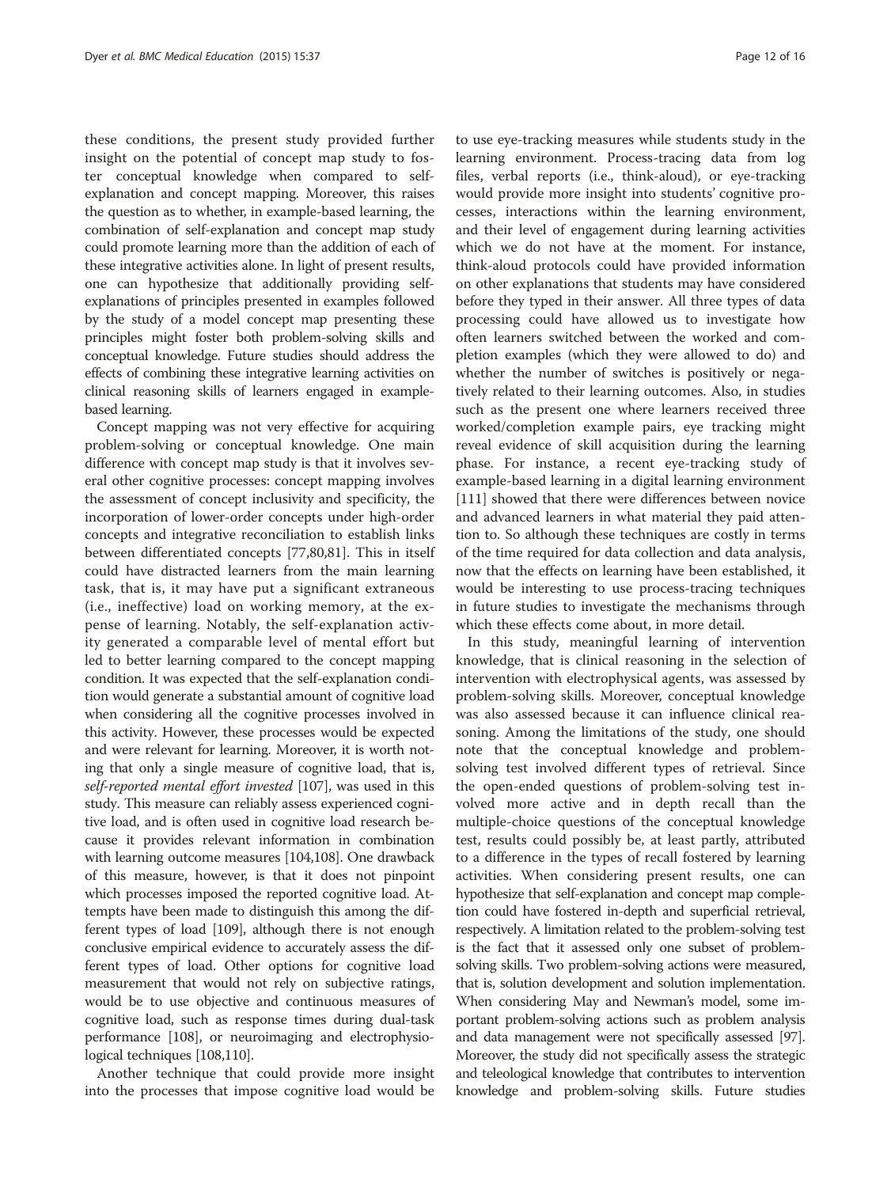these conditions, the present study provided further insight on the potential of concept map study to foster conceptual knowledge when compared to self-explanation and concept mapping. Moreover, this raises the question as to whether, in example-based learning, the combination of self-explanation and concept map study could promote learning more than the addition of each of these integrative activities alone. In light of present results, one can hypothesize that additionally providing self-explanations of principles presented in examples followed by the study of a model concept map presenting these principles might foster both problem-solving skills and conceptual knowledge. Future studies should address the effects of combining these integrative learning activities on clinical reasoning skills of learners engaged in example-based learning.

Concept mapping was not very effective for acquiring problem-solving or conceptual knowledge. One main difference with concept map study is that it involves several other cognitive processes: concept mapping involves the assessment of concept inclusivity and specificity, the incorporation of lower-order concepts under high-order concepts and integrative reconciliation to establish links between differentiated concepts [77,80,81]. This in itself could have distracted learners from the main learning task, that is, it may have put a significant extraneous (i.e., ineffective) load on working memory, at the expense of learning. Notably, the self-explanation activity generated a comparable level of mental effort but led to better learning compared to the concept mapping condition. It was expected that the self-explanation condition would generate a substantial amount of cognitive load when considering all the cognitive processes involved in this activity. However, these processes would be expected and were relevant for learning. Moreover, it is worth noting that only a single measure of cognitive load, that is, *self-reported mental effort invested* [107], was used in this study. This measure can reliably assess experienced cognitive load, and is often used in cognitive load research because it provides relevant information in combination with learning outcome measures [104,108]. One drawback of this measure, however, is that it does not pinpoint which processes imposed the reported cognitive load. Attempts have been made to distinguish this among the different types of load [109], although there is not enough conclusive empirical evidence to accurately assess the different types of load. Other options for cognitive load measurement that would not rely on subjective ratings, would be to use objective and continuous measures of cognitive load, such as response times during dual-task performance [108], or neuroimaging and electrophysiological techniques [108,110].

Another technique that could provide more insight into the processes that impose cognitive load would be to use eye-tracking measures while students study in the learning environment. Process-tracing data from log files, verbal reports (i.e., think-aloud), or eye-tracking would provide more insight into students' cognitive processes, interactions within the learning environment, and their level of engagement during learning activities which we do not have at the moment. For instance, think-aloud protocols could have provided information on other explanations that students may have considered before they typed in their answer. All three types of data processing could have allowed us to investigate how often learners switched between the worked and completion examples (which they were allowed to do) and whether the number of switches is positively or negatively related to their learning outcomes. Also, in studies such as the present one where learners received three worked/completion example pairs, eye tracking might reveal evidence of skill acquisition during the learning phase. For instance, a recent eye-tracking study of example-based learning in a digital learning environment [111] showed that there were differences between novice and advanced learners in what material they paid attention to. So although these techniques are costly in terms of the time required for data collection and data analysis, now that the effects on learning have been established, it would be interesting to use process-tracing techniques in future studies to investigate the mechanisms through which these effects come about, in more detail.

In this study, meaningful learning of intervention knowledge, that is clinical reasoning in the selection of intervention with electrophysical agents, was assessed by problem-solving skills. Moreover, conceptual knowledge was also assessed because it can influence clinical reasoning. Among the limitations of the study, one should note that the conceptual knowledge and problem-solving test involved different types of retrieval. Since the open-ended questions of problem-solving test involved more active and in depth recall than the multiple-choice questions of the conceptual knowledge test, results could possibly be, at least partly, attributed to a difference in the types of recall fostered by learning activities. When considering present results, one can hypothesize that self-explanation and concept map completion could have fostered in-depth and superficial retrieval, respectively. A limitation related to the problem-solving test is the fact that it assessed only one subset of problem-solving skills. Two problem-solving actions were measured, that is, solution development and solution implementation. When considering May and Newman's model, some important problem-solving actions such as problem analysis and data management were not specifically assessed [97]. Moreover, the study did not specifically assess the strategic and teleological knowledge that contributes to intervention knowledge and problem-solving skills. Future studies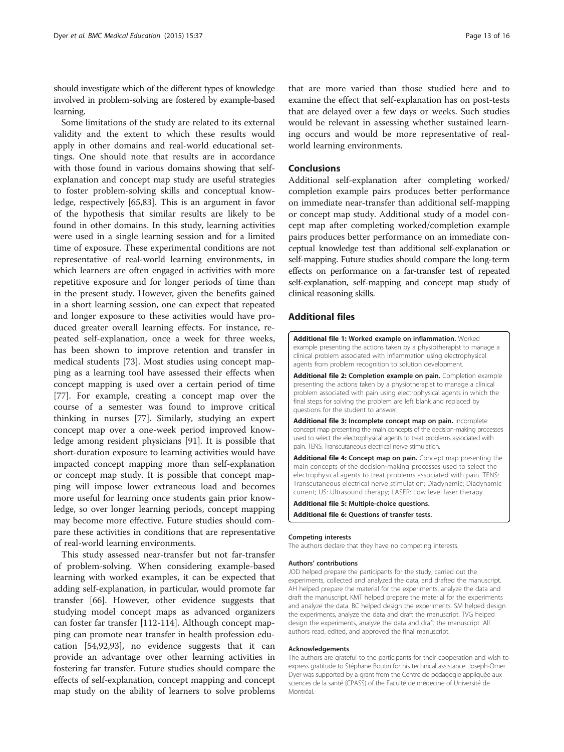should investigate which of the different types of knowledge involved in problem-solving are fostered by example-based learning.

Some limitations of the study are related to its external validity and the extent to which these results would apply in other domains and real-world educational settings. One should note that results are in accordance with those found in various domains showing that self-explanation and concept map study are useful strategies to foster problem-solving skills and conceptual knowledge, respectively [65,83]. This is an argument in favor of the hypothesis that similar results are likely to be found in other domains. In this study, learning activities were used in a single learning session and for a limited time of exposure. These experimental conditions are not representative of real-world learning environments, in which learners are often engaged in activities with more repetitive exposure and for longer periods of time than in the present study. However, given the benefits gained in a short learning session, one can expect that repeated and longer exposure to these activities would have produced greater overall learning effects. For instance, repeated self-explanation, once a week for three weeks, has been shown to improve retention and transfer in medical students [73]. Most studies using concept mapping as a learning tool have assessed their effects when concept mapping is used over a certain period of time [77]. For example, creating a concept map over the course of a semester was found to improve critical thinking in nurses [77]. Similarly, studying an expert concept map over a one-week period improved knowledge among resident physicians [91]. It is possible that short-duration exposure to learning activities would have impacted concept mapping more than self-explanation or concept map study. It is possible that concept mapping will impose lower extraneous load and becomes more useful for learning once students gain prior knowledge, so over longer learning periods, concept mapping may become more effective. Future studies should compare these activities in conditions that are representative of real-world learning environments.

This study assessed near-transfer but not far-transfer of problem-solving. When considering example-based learning with worked examples, it can be expected that adding self-explanation, in particular, would promote far transfer [66]. However, other evidence suggests that studying model concept maps as advanced organizers can foster far transfer [112-114]. Although concept mapping can promote near transfer in health profession education [54,92,93], no evidence suggests that it can provide an advantage over other learning activities in fostering far transfer. Future studies should compare the effects of self-explanation, concept mapping and concept map study on the ability of learners to solve problems that are more varied than those studied here and to examine the effect that self-explanation has on post-tests that are delayed over a few days or weeks. Such studies would be relevant in assessing whether sustained learning occurs and would be more representative of real-world learning environments.

## Conclusions

Additional self-explanation after completing worked/completion example pairs produces better performance on immediate near-transfer than additional self-mapping or concept map study. Additional study of a model concept map after completing worked/completion example pairs produces better performance on an immediate conceptual knowledge test than additional self-explanation or self-mapping. Future studies should compare the long-term effects on performance on a far-transfer test of repeated self-explanation, self-mapping and concept map study of clinical reasoning skills.

## Additional files

**Additional file 1: Worked example on inflammation.** Worked example presenting the actions taken by a physiotherapist to manage a clinical problem associated with inflammation using electrophysical agents from problem recognition to solution development.

**Additional file 2: Completion example on pain.** Completion example presenting the actions taken by a physiotherapist to manage a clinical problem associated with pain using electrophysical agents in which the final steps for solving the problem are left blank and replaced by questions for the student to answer.

**Additional file 3: Incomplete concept map on pain.** Incomplete concept map presenting the main concepts of the decision-making processes used to select the electrophysical agents to treat problems associated with pain. TENS: Transcutaneous electrical nerve stimulation.

**Additional file 4: Concept map on pain.** Concept map presenting the main concepts of the decision-making processes used to select the electrophysical agents to treat problems associated with pain. TENS: Transcutaneous electrical nerve stimulation; Diadynamic; Diadynamic current; US: Ultrasound therapy; LASER: Low level laser therapy.

**Additional file 5: Multiple-choice questions.**

**Additional file 6: Questions of transfer tests.**

#### Competing interests

The authors declare that they have no competing interests.

#### Authors' contributions

JOD helped prepare the participants for the study, carried out the experiments, collected and analyzed the data, and drafted the manuscript. AH helped prepare the material for the experiments, analyze the data and draft the manuscript. KMT helped prepare the material for the experiments and analyze the data. BC helped design the experiments. SM helped design the experiments, analyze the data and draft the manuscript. TVG helped design the experiments, analyze the data and draft the manuscript. All authors read, edited, and approved the final manuscript.

#### Acknowledgements

The authors are grateful to the participants for their cooperation and wish to express gratitude to Stéphane Boutin for his technical assistance. Joseph-Omer Dyer was supported by a grant from the Centre de pédagogie appliquée aux sciences de la santé (CPASS) of the Faculté de médecine of Université de Montréal.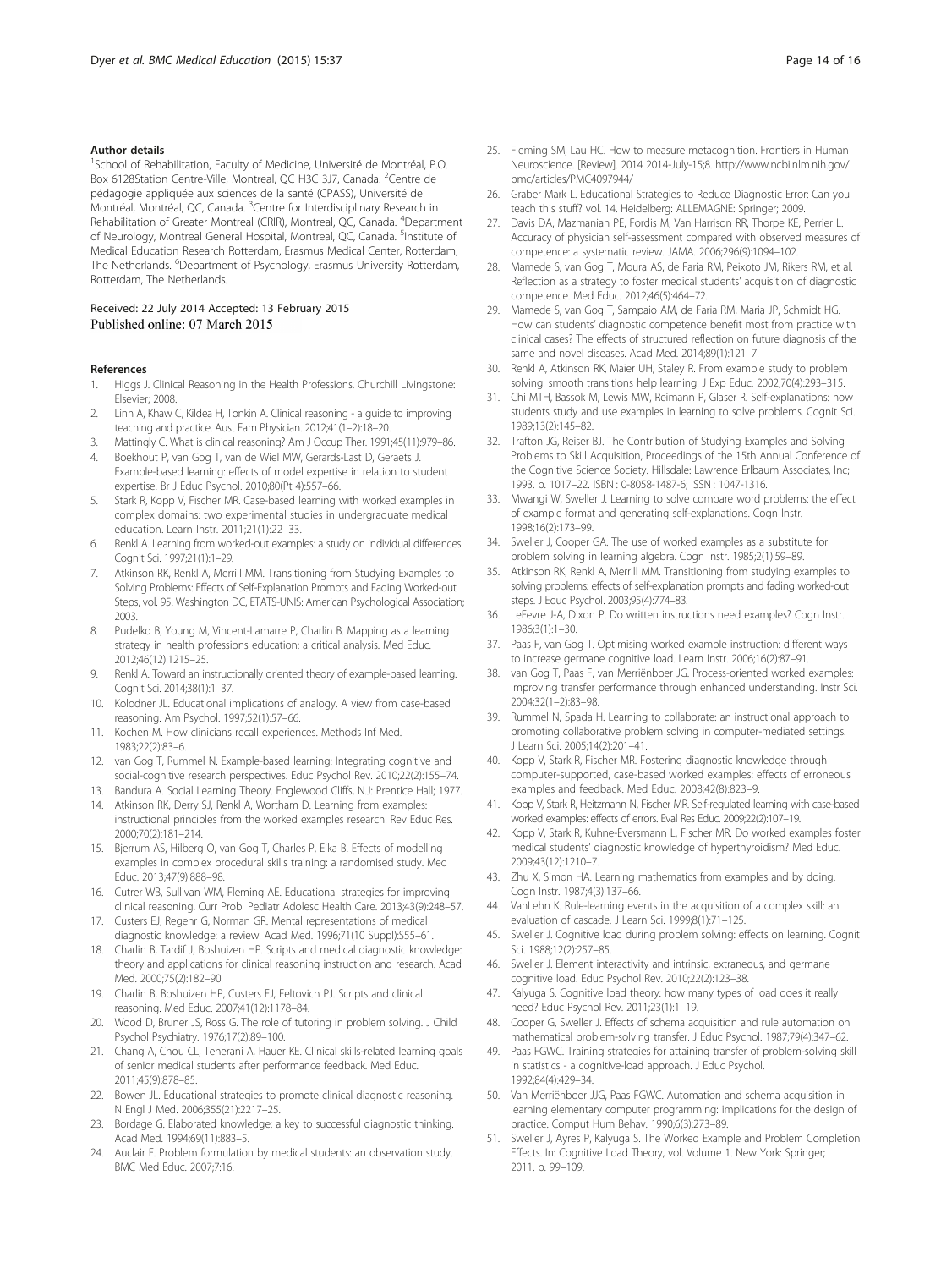#### Author details

[1]School of Rehabilitation, Faculty of Medicine, Université de Montréal, P.O. Box 6128Station Centre-Ville, Montreal, QC H3C 3J7, Canada. [2]Centre de pédagogie appliquée aux sciences de la santé (CPASS), Université de Montréal, Montréal, QC, Canada. [3]Centre for Interdisciplinary Research in Rehabilitation of Greater Montreal (CRIR), Montreal, QC, Canada. [4]Department of Neurology, Montreal General Hospital, Montreal, QC, Canada. [5]Institute of Medical Education Research Rotterdam, Erasmus Medical Center, Rotterdam, The Netherlands. [6]Department of Psychology, Erasmus University Rotterdam, Rotterdam, The Netherlands.

Received: 22 July 2014 Accepted: 13 February 2015
Published online: 07 March 2015

#### References

1. Higgs J. Clinical Reasoning in the Health Professions. Churchill Livingstone: Elsevier; 2008.
2. Linn A, Khaw C, Kildea H, Tonkin A. Clinical reasoning - a guide to improving teaching and practice. Aust Fam Physician. 2012;41(1–2):18–20.
3. Mattingly C. What is clinical reasoning? Am J Occup Ther. 1991;45(11):979–86.
4. Boekhout P, van Gog T, van de Wiel MW, Gerards-Last D, Geraets J. Example-based learning: effects of model expertise in relation to student expertise. Br J Educ Psychol. 2010;80(Pt 4):557–66.
5. Stark R, Kopp V, Fischer MR. Case-based learning with worked examples in complex domains: two experimental studies in undergraduate medical education. Learn Instr. 2011;21(1):22–33.
6. Renkl A. Learning from worked-out examples: a study on individual differences. Cognit Sci. 1997;21(1):1–29.
7. Atkinson RK, Renkl A, Merrill MM. Transitioning from Studying Examples to Solving Problems: Effects of Self-Explanation Prompts and Fading Worked-out Steps, vol. 95. Washington DC, ETATS-UNIS: American Psychological Association; 2003.
8. Pudelko B, Young M, Vincent-Lamarre P, Charlin B. Mapping as a learning strategy in health professions education: a critical analysis. Med Educ. 2012;46(12):1215–25.
9. Renkl A. Toward an instructionally oriented theory of example-based learning. Cognit Sci. 2014;38(1):1–37.
10. Kolodner JL. Educational implications of analogy. A view from case-based reasoning. Am Psychol. 1997;52(1):57–66.
11. Kochen M. How clinicians recall experiences. Methods Inf Med. 1983;22(2):83–6.
12. van Gog T, Rummel N. Example-based learning: Integrating cognitive and social-cognitive research perspectives. Educ Psychol Rev. 2010;22(2):155–74.
13. Bandura A. Social Learning Theory. Englewood Cliffs, N.J: Prentice Hall; 1977.
14. Atkinson RK, Derry SJ, Renkl A, Wortham D. Learning from examples: instructional principles from the worked examples research. Rev Educ Res. 2000;70(2):181–214.
15. Bjerrum AS, Hilberg O, van Gog T, Charles P, Eika B. Effects of modelling examples in complex procedural skills training: a randomised study. Med Educ. 2013;47(9):888–98.
16. Cutrer WB, Sullivan WM, Fleming AE. Educational strategies for improving clinical reasoning. Curr Probl Pediatr Adolesc Health Care. 2013;43(9):248–57.
17. Custers EJ, Regehr G, Norman GR. Mental representations of medical diagnostic knowledge: a review. Acad Med. 1996;71(10 Suppl):S55–61.
18. Charlin B, Tardif J, Boshuizen HP. Scripts and medical diagnostic knowledge: theory and applications for clinical reasoning instruction and research. Acad Med. 2000;75(2):182–90.
19. Charlin B, Boshuizen HP, Custers EJ, Feltovich PJ. Scripts and clinical reasoning. Med Educ. 2007;41(12):1178–84.
20. Wood D, Bruner JS, Ross G. The role of tutoring in problem solving. J Child Psychol Psychiatry. 1976;17(2):89–100.
21. Chang A, Chou CL, Teherani A, Hauer KE. Clinical skills-related learning goals of senior medical students after performance feedback. Med Educ. 2011;45(9):878–85.
22. Bowen JL. Educational strategies to promote clinical diagnostic reasoning. N Engl J Med. 2006;355(21):2217–25.
23. Bordage G. Elaborated knowledge: a key to successful diagnostic thinking. Acad Med. 1994;69(11):883–5.
24. Auclair F. Problem formulation by medical students: an observation study. BMC Med Educ. 2007;7:16.
25. Fleming SM, Lau HC. How to measure metacognition. Frontiers in Human Neuroscience. [Review]. 2014 2014-July-15;8. http://www.ncbi.nlm.nih.gov/pmc/articles/PMC4097944/
26. Graber Mark L. Educational Strategies to Reduce Diagnostic Error: Can you teach this stuff? vol. 14. Heidelberg: ALLEMAGNE: Springer; 2009.
27. Davis DA, Mazmanian PE, Fordis M, Van Harrison RR, Thorpe KE, Perrier L. Accuracy of physician self-assessment compared with observed measures of competence: a systematic review. JAMA. 2006;296(9):1094–102.
28. Mamede S, van Gog T, Moura AS, de Faria RM, Peixoto JM, Rikers RM, et al. Reflection as a strategy to foster medical students' acquisition of diagnostic competence. Med Educ. 2012;46(5):464–72.
29. Mamede S, van Gog T, Sampaio AM, de Faria RM, Maria JP, Schmidt HG. How can students' diagnostic competence benefit most from practice with clinical cases? The effects of structured reflection on future diagnosis of the same and novel diseases. Acad Med. 2014;89(1):121–7.
30. Renkl A, Atkinson RK, Maier UH, Staley R. From example study to problem solving: smooth transitions help learning. J Exp Educ. 2002;70(4):293–315.
31. Chi MTH, Bassok M, Lewis MW, Reimann P, Glaser R. Self-explanations: how students study and use examples in learning to solve problems. Cognit Sci. 1989;13(2):145–82.
32. Trafton JG, Reiser BJ. The Contribution of Studying Examples and Solving Problems to Skill Acquisition, Proceedings of the 15th Annual Conference of the Cognitive Science Society. Hillsdale: Lawrence Erlbaum Associates, Inc; 1993. p. 1017–22. ISBN : 0-8058-1487-6; ISSN : 1047-1316.
33. Mwangi W, Sweller J. Learning to solve compare word problems: the effect of example format and generating self-explanations. Cogn Instr. 1998;16(2):173–99.
34. Sweller J, Cooper GA. The use of worked examples as a substitute for problem solving in learning algebra. Cogn Instr. 1985;2(1):59–89.
35. Atkinson RK, Renkl A, Merrill MM. Transitioning from studying examples to solving problems: effects of self-explanation prompts and fading worked-out steps. J Educ Psychol. 2003;95(4):774–83.
36. LeFevre J-A, Dixon P. Do written instructions need examples? Cogn Instr. 1986;3(1):1–30.
37. Paas F, van Gog T. Optimising worked example instruction: different ways to increase germane cognitive load. Learn Instr. 2006;16(2):87–91.
38. van Gog T, Paas F, van Merriënboer JG. Process-oriented worked examples: improving transfer performance through enhanced understanding. Instr Sci. 2004;32(1–2):83–98.
39. Rummel N, Spada H. Learning to collaborate: an instructional approach to promoting collaborative problem solving in computer-mediated settings. J Learn Sci. 2005;14(2):201–41.
40. Kopp V, Stark R, Fischer MR. Fostering diagnostic knowledge through computer-supported, case-based worked examples: effects of erroneous examples and feedback. Med Educ. 2008;42(8):823–9.
41. Kopp V, Stark R, Heitzmann N, Fischer MR. Self-regulated learning with case-based worked examples: effects of errors. Eval Res Educ. 2009;22(2):107–19.
42. Kopp V, Stark R, Kuhne-Eversmann L, Fischer MR. Do worked examples foster medical students' diagnostic knowledge of hyperthyroidism? Med Educ. 2009;43(12):1210–7.
43. Zhu X, Simon HA. Learning mathematics from examples and by doing. Cogn Instr. 1987;4(3):137–66.
44. VanLehn K. Rule-learning events in the acquisition of a complex skill: an evaluation of cascade. J Learn Sci. 1999;8(1):71–125.
45. Sweller J. Cognitive load during problem solving: effects on learning. Cognit Sci. 1988;12(2):257–85.
46. Sweller J. Element interactivity and intrinsic, extraneous, and germane cognitive load. Educ Psychol Rev. 2010;22(2):123–38.
47. Kalyuga S. Cognitive load theory: how many types of load does it really need? Educ Psychol Rev. 2011;23(1):1–19.
48. Cooper G, Sweller J. Effects of schema acquisition and rule automation on mathematical problem-solving transfer. J Educ Psychol. 1987;79(4):347–62.
49. Paas FGWC. Training strategies for attaining transfer of problem-solving skill in statistics - a cognitive-load approach. J Educ Psychol. 1992;84(4):429–34.
50. Van Merriënboer JJG, Paas FGWC. Automation and schema acquisition in learning elementary computer programming: implications for the design of practice. Comput Hum Behav. 1990;6(3):273–89.
51. Sweller J, Ayres P, Kalyuga S. The Worked Example and Problem Completion Effects. In: Cognitive Load Theory, vol. Volume 1. New York: Springer; 2011. p. 99–109.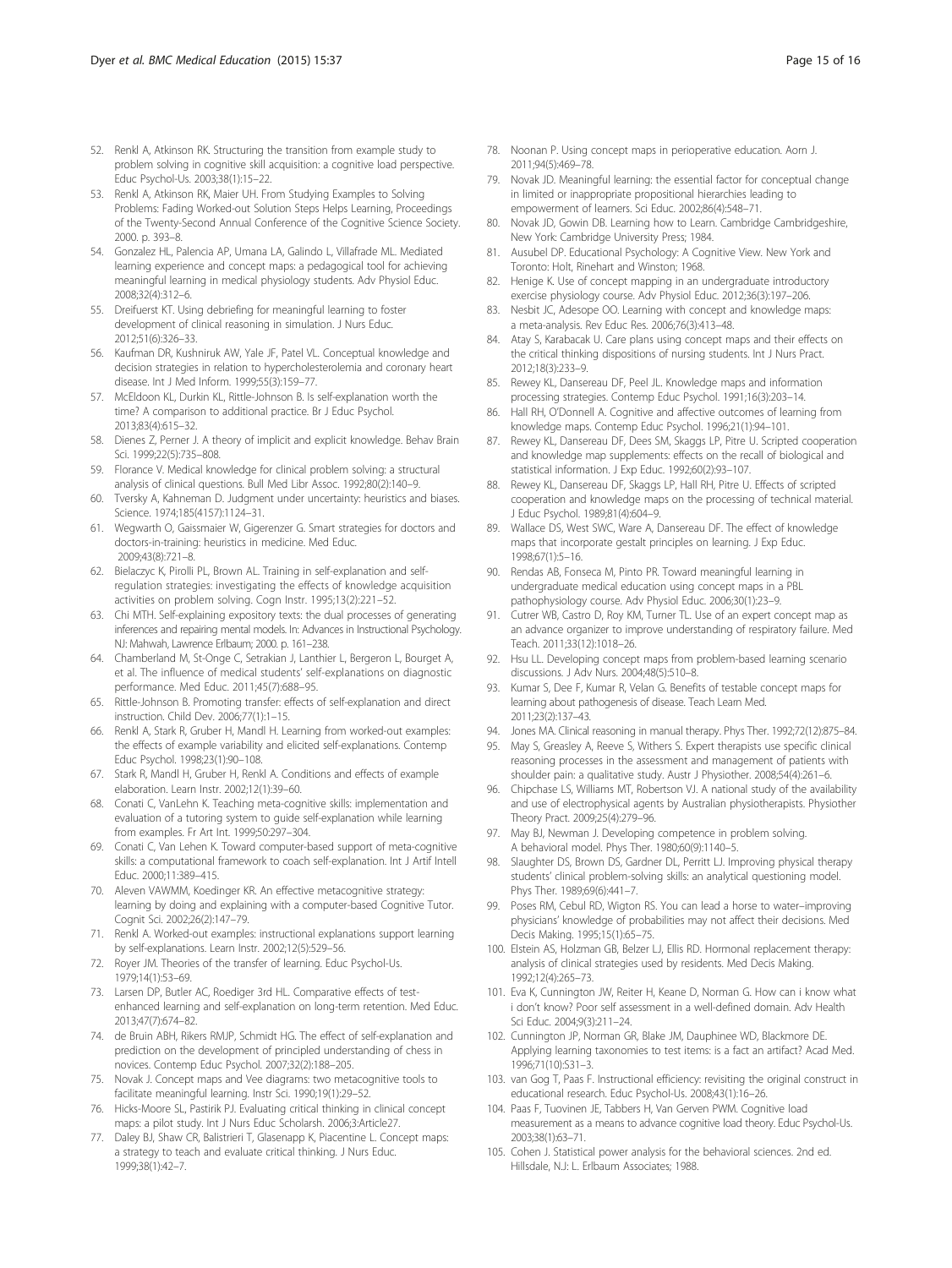52. Renkl A, Atkinson RK. Structuring the transition from example study to problem solving in cognitive skill acquisition: a cognitive load perspective. Educ Psychol-Us. 2003;38(1):15–22.
53. Renkl A, Atkinson RK, Maier UH. From Studying Examples to Solving Problems: Fading Worked-out Solution Steps Helps Learning, Proceedings of the Twenty-Second Annual Conference of the Cognitive Science Society. 2000. p. 393–8.
54. Gonzalez HL, Palencia AP, Umana LA, Galindo L, Villafrade ML. Mediated learning experience and concept maps: a pedagogical tool for achieving meaningful learning in medical physiology students. Adv Physiol Educ. 2008;32(4):312–6.
55. Dreifuerst KT. Using debriefing for meaningful learning to foster development of clinical reasoning in simulation. J Nurs Educ. 2012;51(6):326–33.
56. Kaufman DR, Kushniruk AW, Yale JF, Patel VL. Conceptual knowledge and decision strategies in relation to hypercholesterolemia and coronary heart disease. Int J Med Inform. 1999;55(3):159–77.
57. McEldoon KL, Durkin KL, Rittle-Johnson B. Is self-explanation worth the time? A comparison to additional practice. Br J Educ Psychol. 2013;83(4):615–32.
58. Dienes Z, Perner J. A theory of implicit and explicit knowledge. Behav Brain Sci. 1999;22(5):735–808.
59. Florance V. Medical knowledge for clinical problem solving: a structural analysis of clinical questions. Bull Med Libr Assoc. 1992;80(2):140–9.
60. Tversky A, Kahneman D. Judgment under uncertainty: heuristics and biases. Science. 1974;185(4157):1124–31.
61. Wegwarth O, Gaissmaier W, Gigerenzer G. Smart strategies for doctors and doctors-in-training: heuristics in medicine. Med Educ. 2009;43(8):721–8.
62. Bielaczyc K, Pirolli PL, Brown AL. Training in self-explanation and self-regulation strategies: investigating the effects of knowledge acquisition activities on problem solving. Cogn Instr. 1995;13(2):221–52.
63. Chi MTH. Self-explaining expository texts: the dual processes of generating inferences and repairing mental models. In: Advances in Instructional Psychology. NJ: Mahwah, Lawrence Erlbaum; 2000. p. 161–238.
64. Chamberland M, St-Onge C, Setrakian J, Lanthier L, Bergeron L, Bourget A, et al. The influence of medical students' self-explanations on diagnostic performance. Med Educ. 2011;45(7):688–95.
65. Rittle-Johnson B. Promoting transfer: effects of self-explanation and direct instruction. Child Dev. 2006;77(1):1–15.
66. Renkl A, Stark R, Gruber H, Mandl H. Learning from worked-out examples: the effects of example variability and elicited self-explanations. Contemp Educ Psychol. 1998;23(1):90–108.
67. Stark R, Mandl H, Gruber H, Renkl A. Conditions and effects of example elaboration. Learn Instr. 2002;12(1):39–60.
68. Conati C, VanLehn K. Teaching meta-cognitive skills: implementation and evaluation of a tutoring system to guide self-explanation while learning from examples. Fr Art Int. 1999;50:297–304.
69. Conati C, Van Lehen K. Toward computer-based support of meta-cognitive skills: a computational framework to coach self-explanation. Int J Artif Intell Educ. 2000;11:389–415.
70. Aleven VAWMM, Koedinger KR. An effective metacognitive strategy: learning by doing and explaining with a computer-based Cognitive Tutor. Cognit Sci. 2002;26(2):147–79.
71. Renkl A. Worked-out examples: instructional explanations support learning by self-explanations. Learn Instr. 2002;12(5):529–56.
72. Royer JM. Theories of the transfer of learning. Educ Psychol-Us. 1979;14(1):53–69.
73. Larsen DP, Butler AC, Roediger 3rd HL. Comparative effects of test-enhanced learning and self-explanation on long-term retention. Med Educ. 2013;47(7):674–82.
74. de Bruin ABH, Rikers RMJP, Schmidt HG. The effect of self-explanation and prediction on the development of principled understanding of chess in novices. Contemp Educ Psychol. 2007;32(2):188–205.
75. Novak J. Concept maps and Vee diagrams: two metacognitive tools to facilitate meaningful learning. Instr Sci. 1990;19(1):29–52.
76. Hicks-Moore SL, Pastirik PJ. Evaluating critical thinking in clinical concept maps: a pilot study. Int J Nurs Educ Scholarsh. 2006;3:Article27.
77. Daley BJ, Shaw CR, Balistrieri T, Glasenapp K, Piacentine L. Concept maps: a strategy to teach and evaluate critical thinking. J Nurs Educ. 1999;38(1):42–7.
78. Noonan P. Using concept maps in perioperative education. Aorn J. 2011;94(5):469–78.
79. Novak JD. Meaningful learning: the essential factor for conceptual change in limited or inappropriate propositional hierarchies leading to empowerment of learners. Sci Educ. 2002;86(4):548–71.
80. Novak JD, Gowin DB. Learning how to Learn. Cambridge Cambridgeshire, New York: Cambridge University Press; 1984.
81. Ausubel DP. Educational Psychology: A Cognitive View. New York and Toronto: Holt, Rinehart and Winston; 1968.
82. Henige K. Use of concept mapping in an undergraduate introductory exercise physiology course. Adv Physiol Educ. 2012;36(3):197–206.
83. Nesbit JC, Adesope OO. Learning with concept and knowledge maps: a meta-analysis. Rev Educ Res. 2006;76(3):413–48.
84. Atay S, Karabacak U. Care plans using concept maps and their effects on the critical thinking dispositions of nursing students. Int J Nurs Pract. 2012;18(3):233–9.
85. Rewey KL, Dansereau DF, Peel JL. Knowledge maps and information processing strategies. Contemp Educ Psychol. 1991;16(3):203–14.
86. Hall RH, O'Donnell A. Cognitive and affective outcomes of learning from knowledge maps. Contemp Educ Psychol. 1996;21(1):94–101.
87. Rewey KL, Dansereau DF, Dees SM, Skaggs LP, Pitre U. Scripted cooperation and knowledge map supplements: effects on the recall of biological and statistical information. J Exp Educ. 1992;60(2):93–107.
88. Rewey KL, Dansereau DF, Skaggs LP, Hall RH, Pitre U. Effects of scripted cooperation and knowledge maps on the processing of technical material. J Educ Psychol. 1989;81(4):604–9.
89. Wallace DS, West SWC, Ware A, Dansereau DF. The effect of knowledge maps that incorporate gestalt principles on learning. J Exp Educ. 1998;67(1):5–16.
90. Rendas AB, Fonseca M, Pinto PR. Toward meaningful learning in undergraduate medical education using concept maps in a PBL pathophysiology course. Adv Physiol Educ. 2006;30(1):23–9.
91. Cutrer WB, Castro D, Roy KM, Turner TL. Use of an expert concept map as an advance organizer to improve understanding of respiratory failure. Med Teach. 2011;33(12):1018–26.
92. Hsu LL. Developing concept maps from problem-based learning scenario discussions. J Adv Nurs. 2004;48(5):510–8.
93. Kumar S, Dee F, Kumar R, Velan G. Benefits of testable concept maps for learning about pathogenesis of disease. Teach Learn Med. 2011;23(2):137–43.
94. Jones MA. Clinical reasoning in manual therapy. Phys Ther. 1992;72(12):875–84.
95. May S, Greasley A, Reeve S, Withers S. Expert therapists use specific clinical reasoning processes in the assessment and management of patients with shoulder pain: a qualitative study. Austr J Physiother. 2008;54(4):261–6.
96. Chipchase LS, Williams MT, Robertson VJ. A national study of the availability and use of electrophysical agents by Australian physiotherapists. Physiother Theory Pract. 2009;25(4):279–96.
97. May BJ, Newman J. Developing competence in problem solving. A behavioral model. Phys Ther. 1980;60(9):1140–5.
98. Slaughter DS, Brown DS, Gardner DL, Perritt LJ. Improving physical therapy students' clinical problem-solving skills: an analytical questioning model. Phys Ther. 1989;69(6):441–7.
99. Poses RM, Cebul RD, Wigton RS. You can lead a horse to water–improving physicians' knowledge of probabilities may not affect their decisions. Med Decis Making. 1995;15(1):65–75.
100. Elstein AS, Holzman GB, Belzer LJ, Ellis RD. Hormonal replacement therapy: analysis of clinical strategies used by residents. Med Decis Making. 1992;12(4):265–73.
101. Eva K, Cunnington JW, Reiter H, Keane D, Norman G. How can i know what i don't know? Poor self assessment in a well-defined domain. Adv Health Sci Educ. 2004;9(3):211–24.
102. Cunnington JP, Norman GR, Blake JM, Dauphinee WD, Blackmore DE. Applying learning taxonomies to test items: is a fact an artifact? Acad Med. 1996;71(10):S31–3.
103. van Gog T, Paas F. Instructional efficiency: revisiting the original construct in educational research. Educ Psychol-Us. 2008;43(1):16–26.
104. Paas F, Tuovinen JE, Tabbers H, Van Gerven PWM. Cognitive load measurement as a means to advance cognitive load theory. Educ Psychol-Us. 2003;38(1):63–71.
105. Cohen J. Statistical power analysis for the behavioral sciences. 2nd ed. Hillsdale, N.J: L. Erlbaum Associates; 1988.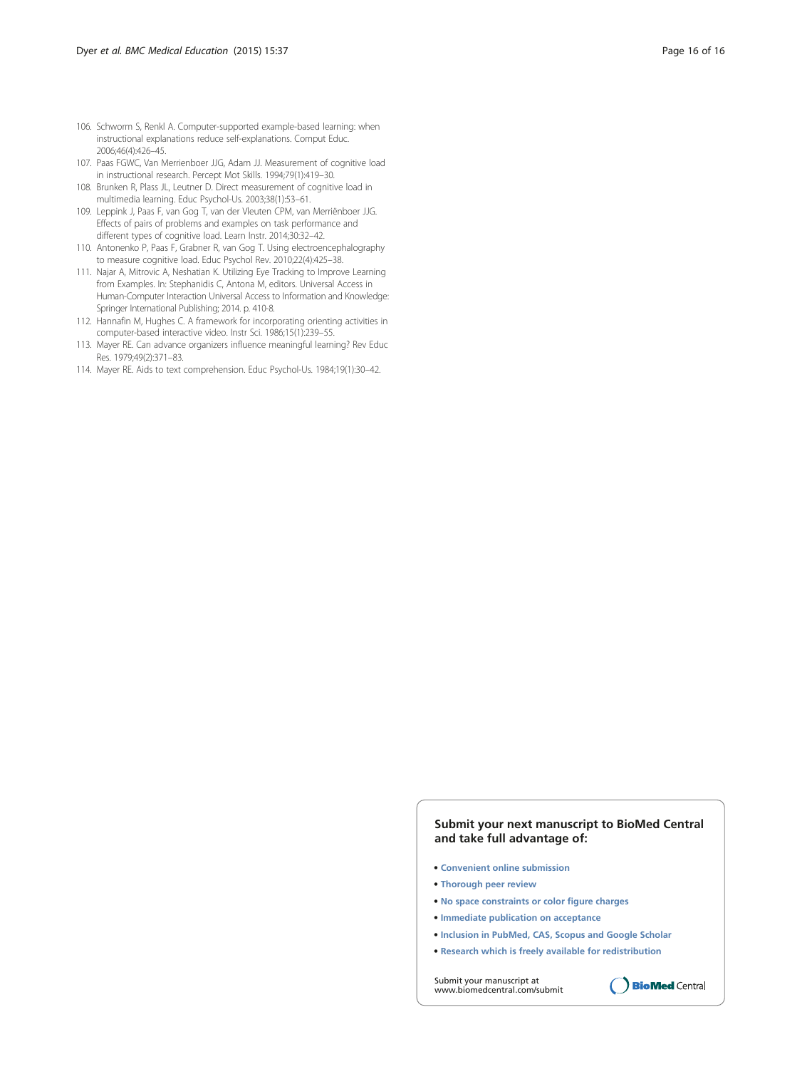106. Schworm S, Renkl A. Computer-supported example-based learning: when instructional explanations reduce self-explanations. Comput Educ. 2006;46(4):426–45.
107. Paas FGWC, Van Merrienboer JJG, Adam JJ. Measurement of cognitive load in instructional research. Percept Mot Skills. 1994;79(1):419–30.
108. Brunken R, Plass JL, Leutner D. Direct measurement of cognitive load in multimedia learning. Educ Psychol-Us. 2003;38(1):53–61.
109. Leppink J, Paas F, van Gog T, van der Vleuten CPM, van Merriënboer JJG. Effects of pairs of problems and examples on task performance and different types of cognitive load. Learn Instr. 2014;30:32–42.
110. Antonenko P, Paas F, Grabner R, van Gog T. Using electroencephalography to measure cognitive load. Educ Psychol Rev. 2010;22(4):425–38.
111. Najar A, Mitrovic A, Neshatian K. Utilizing Eye Tracking to Improve Learning from Examples. In: Stephanidis C, Antona M, editors. Universal Access in Human-Computer Interaction Universal Access to Information and Knowledge: Springer International Publishing; 2014. p. 410-8.
112. Hannafin M, Hughes C. A framework for incorporating orienting activities in computer-based interactive video. Instr Sci. 1986;15(1):239–55.
113. Mayer RE. Can advance organizers influence meaningful learning? Rev Educ Res. 1979;49(2):371–83.
114. Mayer RE. Aids to text comprehension. Educ Psychol-Us. 1984;19(1):30–42.

**Submit your next manuscript to BioMed Central and take full advantage of:**

- **Convenient online submission**
- **Thorough peer review**
- **No space constraints or color figure charges**
- **Immediate publication on acceptance**
- **Inclusion in PubMed, CAS, Scopus and Google Scholar**
- **Research which is freely available for redistribution**

Submit your manuscript at
www.biomedcentral.com/submit

BioMed Central